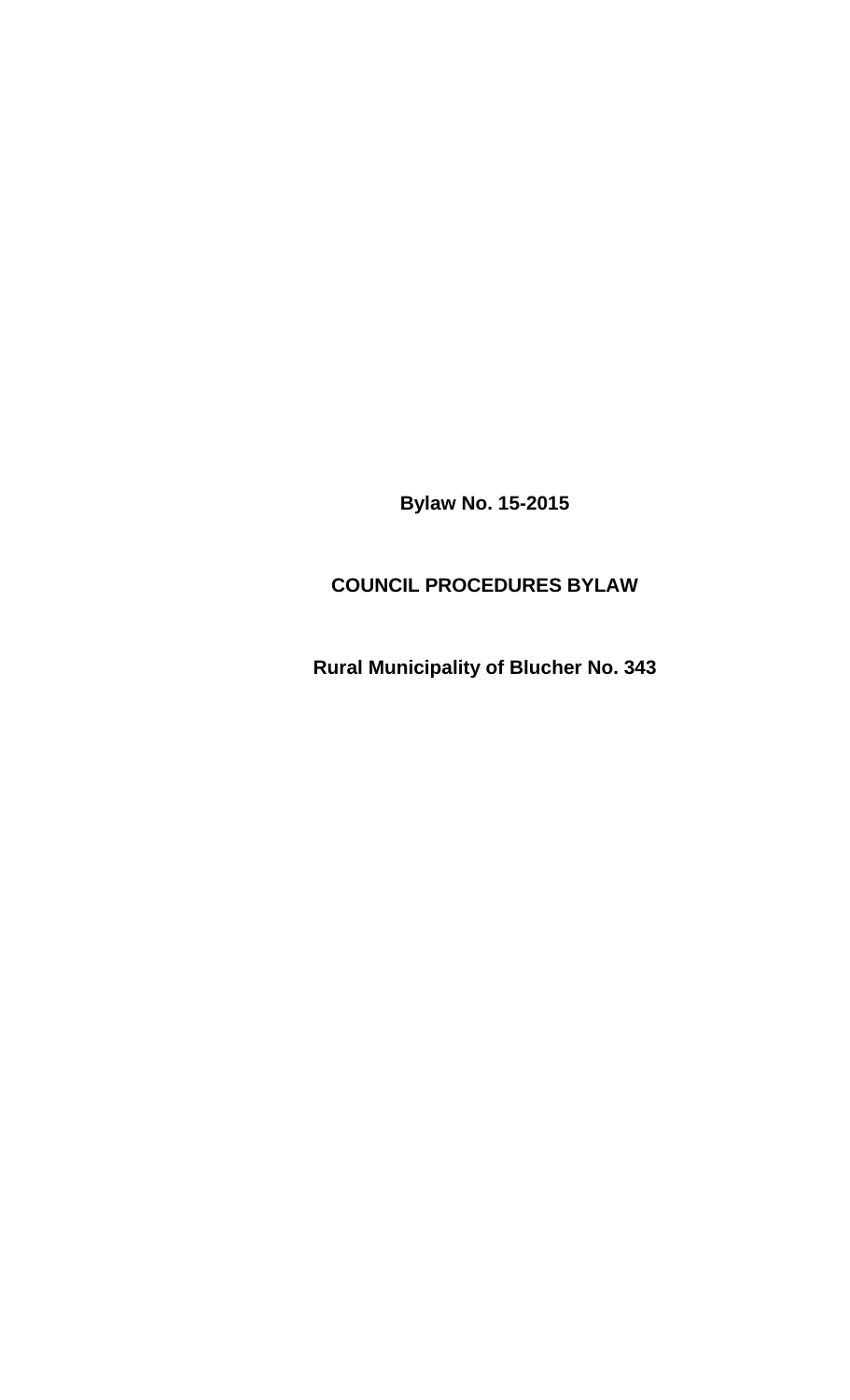**Bylaw No. 15-2015**

**COUNCIL PROCEDURES BYLAW**

**Rural Municipality of Blucher No. 343**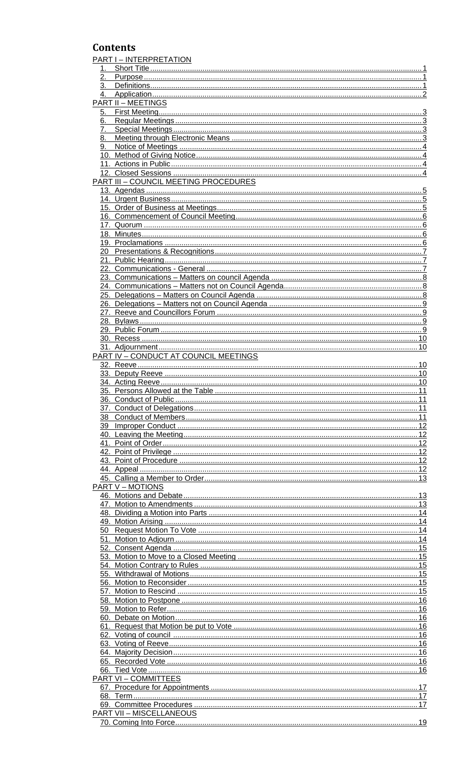# Contents

PART I – INTERPRETATION

1. Short Title .......... 1
2. Purpose .......... 1
3. Definitions .......... 1
4. Application .......... 2

PART II – MEETINGS

5. First Meeting .......... 3
6. Regular Meetings .......... 3
7. Special Meetings .......... 3
8. Meeting through Electronic Means .......... 3
9. Notice of Meetings .......... 4
10. Method of Giving Notice .......... 4
11. Actions in Public .......... 4
12. Closed Sessions .......... 4

PART III – COUNCIL MEETING PROCEDURES

13. Agendas .......... 5
14. Urgent Business .......... 5
15. Order of Business at Meetings .......... 5
16. Commencement of Council Meeting .......... 6
17. Quorum .......... 6
18. Minutes .......... 6
19. Proclamations .......... 6
20. Presentations & Recognitions .......... 7
21. Public Hearing .......... 7
22. Communications - General .......... 7
23. Communications – Matters on council Agenda .......... 8
24. Communications – Matters not on Council Agenda .......... 8
25. Delegations – Matters on Council Agenda .......... 8
26. Delegations – Matters not on Council Agenda .......... 9
27. Reeve and Councillors Forum .......... 9
28. Bylaws .......... 9
29. Public Forum .......... 9
30. Recess .......... 10
31. Adjournment .......... 10

PART IV – CONDUCT AT COUNCIL MEETINGS

32. Reeve .......... 10
33. Deputy Reeve .......... 10
34. Acting Reeve .......... 10
35. Persons Allowed at the Table .......... 11
36. Conduct of Public .......... 11
37. Conduct of Delegations .......... 11
38. Conduct of Members .......... 11
39. Improper Conduct .......... 12
40. Leaving the Meeting .......... 12
41. Point of Order .......... 12
42. Point of Privilege .......... 12
43. Point of Procedure .......... 12
44. Appeal .......... 12
45. Calling a Member to Order .......... 13

PART V – MOTIONS

46. Motions and Debate .......... 13
47. Motion to Amendments .......... 13
48. Dividing a Motion into Parts .......... 14
49. Motion Arising .......... 14
50. Request Motion To Vote .......... 14
51. Motion to Adjourn .......... 14
52. Consent Agenda .......... 15
53. Motion to Move to a Closed Meeting .......... 15
54. Motion Contrary to Rules .......... 15
55. Withdrawal of Motions .......... 15
56. Motion to Reconsider .......... 15
57. Motion to Rescind .......... 15
58. Motion to Postpone .......... 16
59. Motion to Refer .......... 16
60. Debate on Motion .......... 16
61. Request that Motion be put to Vote .......... 16
62. Voting of council .......... 16
63. Voting of Reeve .......... 16
64. Majority Decision .......... 16
65. Recorded Vote .......... 16
66. Tied Vote .......... 16

PART VI – COMMITTEES

67. Procedure for Appointments .......... 17
68. Term .......... 17
69. Committee Procedures .......... 17

PART VII – MISCELLANEOUS

70. Coming Into Force .......... 19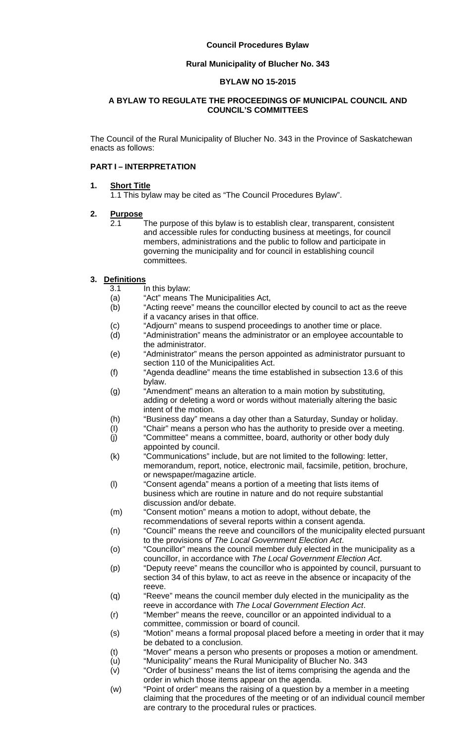**Council Procedures Bylaw**

**Rural Municipality of Blucher No. 343**

**BYLAW NO 15-2015**

**A BYLAW TO REGULATE THE PROCEEDINGS OF MUNICIPAL COUNCIL AND COUNCIL'S COMMITTEES**

The Council of the Rural Municipality of Blucher No. 343 in the Province of Saskatchewan enacts as follows:

## PART I – INTERPRETATION

### 1. Short Title

1.1 This bylaw may be cited as "The Council Procedures Bylaw".

### 2. Purpose

2.1 The purpose of this bylaw is to establish clear, transparent, consistent and accessible rules for conducting business at meetings, for council members, administrations and the public to follow and participate in governing the municipality and for council in establishing council committees.

### 3. Definitions

3.1 In this bylaw:

(a) "Act" means The Municipalities Act,

(b) "Acting reeve" means the councillor elected by council to act as the reeve if a vacancy arises in that office.

(c) "Adjourn" means to suspend proceedings to another time or place.

(d) "Administration" means the administrator or an employee accountable to the administrator.

(e) "Administrator" means the person appointed as administrator pursuant to section 110 of the Municipalities Act.

(f) "Agenda deadline" means the time established in subsection 13.6 of this bylaw.

(g) "Amendment" means an alteration to a main motion by substituting, adding or deleting a word or words without materially altering the basic intent of the motion.

(h) "Business day" means a day other than a Saturday, Sunday or holiday.

(I) "Chair" means a person who has the authority to preside over a meeting.

(j) "Committee" means a committee, board, authority or other body duly appointed by council.

(k) "Communications" include, but are not limited to the following: letter, memorandum, report, notice, electronic mail, facsimile, petition, brochure, or newspaper/magazine article.

(l) "Consent agenda" means a portion of a meeting that lists items of business which are routine in nature and do not require substantial discussion and/or debate.

(m) "Consent motion" means a motion to adopt, without debate, the recommendations of several reports within a consent agenda.

(n) "Council" means the reeve and councillors of the municipality elected pursuant to the provisions of *The Local Government Election Act*.

(o) "Councillor" means the council member duly elected in the municipality as a councillor, in accordance with *The Local Government Election Act*.

(p) "Deputy reeve" means the councillor who is appointed by council, pursuant to section 34 of this bylaw, to act as reeve in the absence or incapacity of the reeve.

(q) "Reeve" means the council member duly elected in the municipality as the reeve in accordance with *The Local Government Election Act*.

(r) "Member" means the reeve, councillor or an appointed individual to a committee, commission or board of council.

(s) "Motion" means a formal proposal placed before a meeting in order that it may be debated to a conclusion.

(t) "Mover" means a person who presents or proposes a motion or amendment.

(u) "Municipality" means the Rural Municipality of Blucher No. 343

(v) "Order of business" means the list of items comprising the agenda and the order in which those items appear on the agenda.

(w) "Point of order" means the raising of a question by a member in a meeting claiming that the procedures of the meeting or of an individual council member are contrary to the procedural rules or practices.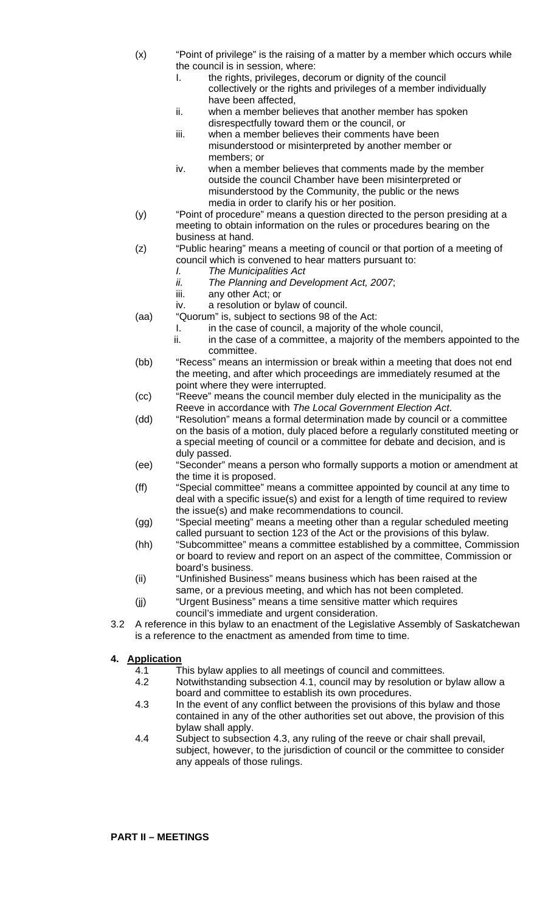(x) "Point of privilege" is the raising of a matter by a member which occurs while the council is in session, where:

   I. the rights, privileges, decorum or dignity of the council collectively or the rights and privileges of a member individually have been affected,
   ii. when a member believes that another member has spoken disrespectfully toward them or the council, or
   iii. when a member believes their comments have been misunderstood or misinterpreted by another member or members; or
   iv. when a member believes that comments made by the member outside the council Chamber have been misinterpreted or misunderstood by the Community, the public or the news media in order to clarify his or her position.

(y) "Point of procedure" means a question directed to the person presiding at a meeting to obtain information on the rules or procedures bearing on the business at hand.

(z) "Public hearing" means a meeting of council or that portion of a meeting of council which is convened to hear matters pursuant to:

   *I. The Municipalities Act*
   *ii. The Planning and Development Act, 2007*;
   iii. any other Act; or
   iv. a resolution or bylaw of council.

(aa) "Quorum" is, subject to sections 98 of the Act:

   I. in the case of council, a majority of the whole council,
   ii. in the case of a committee, a majority of the members appointed to the committee.

(bb) "Recess" means an intermission or break within a meeting that does not end the meeting, and after which proceedings are immediately resumed at the point where they were interrupted.

(cc) "Reeve" means the council member duly elected in the municipality as the Reeve in accordance with *The Local Government Election Act*.

(dd) "Resolution" means a formal determination made by council or a committee on the basis of a motion, duly placed before a regularly constituted meeting or a special meeting of council or a committee for debate and decision, and is duly passed.

(ee) "Seconder" means a person who formally supports a motion or amendment at the time it is proposed.

(ff) "Special committee" means a committee appointed by council at any time to deal with a specific issue(s) and exist for a length of time required to review the issue(s) and make recommendations to council.

(gg) "Special meeting" means a meeting other than a regular scheduled meeting called pursuant to section 123 of the Act or the provisions of this bylaw.

(hh) "Subcommittee" means a committee established by a committee, Commission or board to review and report on an aspect of the committee, Commission or board's business.

(ii) "Unfinished Business" means business which has been raised at the same, or a previous meeting, and which has not been completed.

(jj) "Urgent Business" means a time sensitive matter which requires council's immediate and urgent consideration.

3.2 A reference in this bylaw to an enactment of the Legislative Assembly of Saskatchewan is a reference to the enactment as amended from time to time.

## 4. Application

4.1 This bylaw applies to all meetings of council and committees.

4.2 Notwithstanding subsection 4.1, council may by resolution or bylaw allow a board and committee to establish its own procedures.

4.3 In the event of any conflict between the provisions of this bylaw and those contained in any of the other authorities set out above, the provision of this bylaw shall apply.

4.4 Subject to subsection 4.3, any ruling of the reeve or chair shall prevail, subject, however, to the jurisdiction of council or the committee to consider any appeals of those rulings.

**PART II – MEETINGS**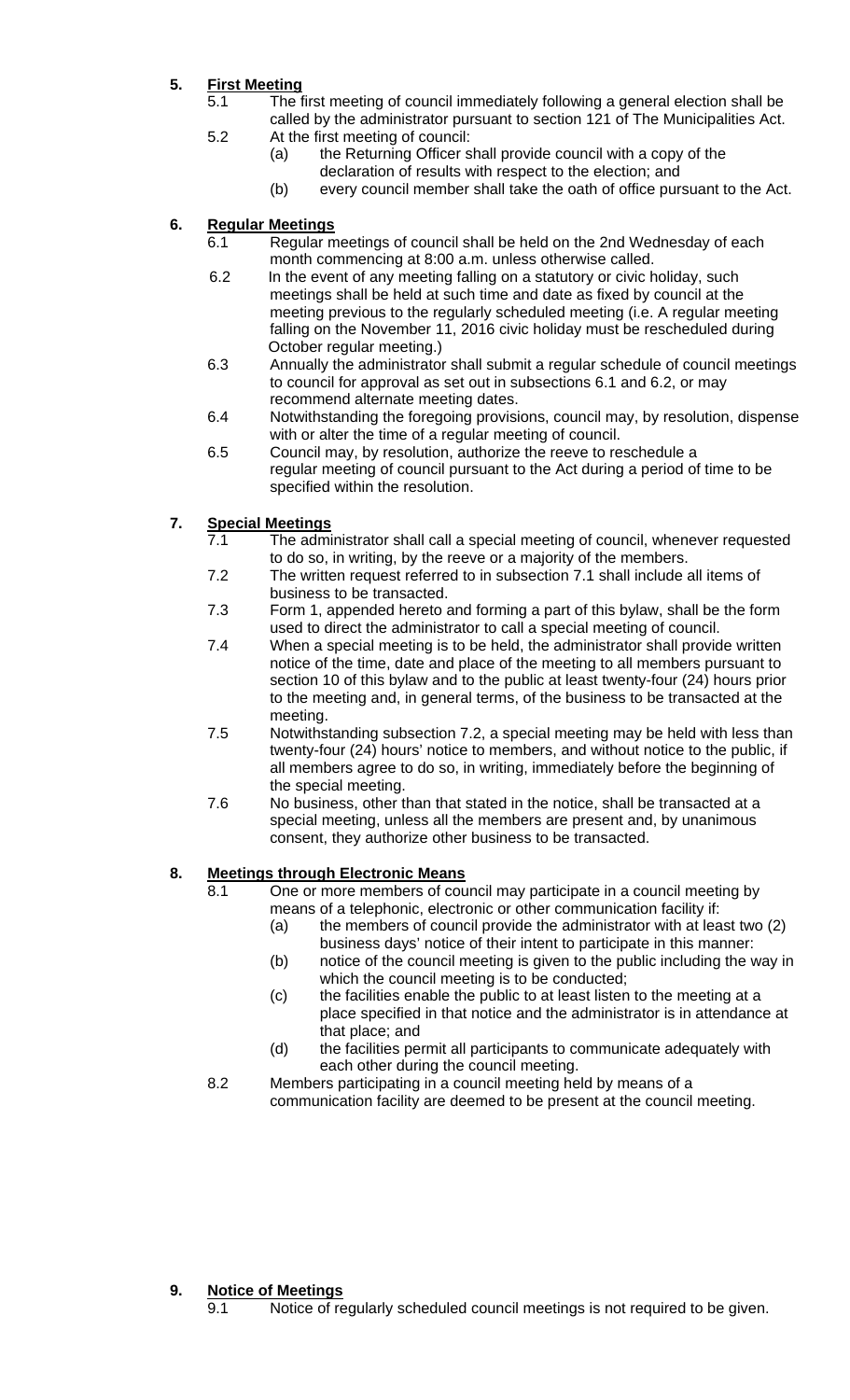**5. First Meeting**

5.1 The first meeting of council immediately following a general election shall be called by the administrator pursuant to section 121 of The Municipalities Act.

5.2 At the first meeting of council:

(a) the Returning Officer shall provide council with a copy of the declaration of results with respect to the election; and

(b) every council member shall take the oath of office pursuant to the Act.

**6. Regular Meetings**

6.1 Regular meetings of council shall be held on the 2nd Wednesday of each month commencing at 8:00 a.m. unless otherwise called.

6.2 In the event of any meeting falling on a statutory or civic holiday, such meetings shall be held at such time and date as fixed by council at the meeting previous to the regularly scheduled meeting (i.e. A regular meeting falling on the November 11, 2016 civic holiday must be rescheduled during October regular meeting.)

6.3 Annually the administrator shall submit a regular schedule of council meetings to council for approval as set out in subsections 6.1 and 6.2, or may recommend alternate meeting dates.

6.4 Notwithstanding the foregoing provisions, council may, by resolution, dispense with or alter the time of a regular meeting of council.

6.5 Council may, by resolution, authorize the reeve to reschedule a regular meeting of council pursuant to the Act during a period of time to be specified within the resolution.

**7. Special Meetings**

7.1 The administrator shall call a special meeting of council, whenever requested to do so, in writing, by the reeve or a majority of the members.

7.2 The written request referred to in subsection 7.1 shall include all items of business to be transacted.

7.3 Form 1, appended hereto and forming a part of this bylaw, shall be the form used to direct the administrator to call a special meeting of council.

7.4 When a special meeting is to be held, the administrator shall provide written notice of the time, date and place of the meeting to all members pursuant to section 10 of this bylaw and to the public at least twenty-four (24) hours prior to the meeting and, in general terms, of the business to be transacted at the meeting.

7.5 Notwithstanding subsection 7.2, a special meeting may be held with less than twenty-four (24) hours' notice to members, and without notice to the public, if all members agree to do so, in writing, immediately before the beginning of the special meeting.

7.6 No business, other than that stated in the notice, shall be transacted at a special meeting, unless all the members are present and, by unanimous consent, they authorize other business to be transacted.

**8. Meetings through Electronic Means**

8.1 One or more members of council may participate in a council meeting by means of a telephonic, electronic or other communication facility if:

(a) the members of council provide the administrator with at least two (2) business days' notice of their intent to participate in this manner:

(b) notice of the council meeting is given to the public including the way in which the council meeting is to be conducted;

(c) the facilities enable the public to at least listen to the meeting at a place specified in that notice and the administrator is in attendance at that place; and

(d) the facilities permit all participants to communicate adequately with each other during the council meeting.

8.2 Members participating in a council meeting held by means of a communication facility are deemed to be present at the council meeting.

**9. Notice of Meetings**

9.1 Notice of regularly scheduled council meetings is not required to be given.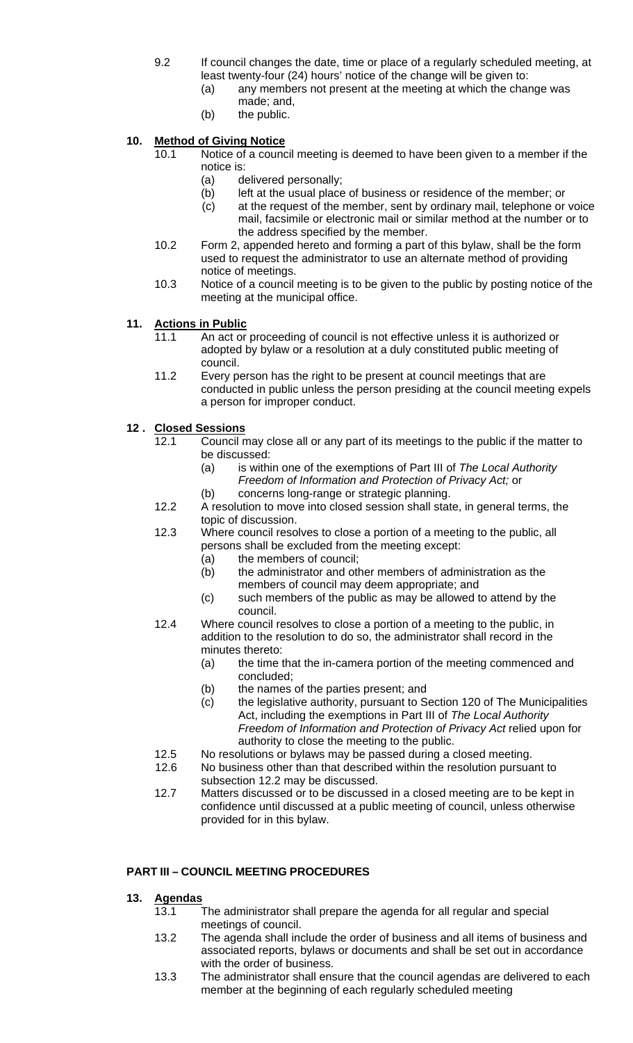9.2 If council changes the date, time or place of a regularly scheduled meeting, at least twenty-four (24) hours' notice of the change will be given to:
   - (a) any members not present at the meeting at which the change was made; and,
   - (b) the public.

## 10. Method of Giving Notice

10.1 Notice of a council meeting is deemed to have been given to a member if the notice is:
   - (a) delivered personally;
   - (b) left at the usual place of business or residence of the member; or
   - (c) at the request of the member, sent by ordinary mail, telephone or voice mail, facsimile or electronic mail or similar method at the number or to the address specified by the member.

10.2 Form 2, appended hereto and forming a part of this bylaw, shall be the form used to request the administrator to use an alternate method of providing notice of meetings.

10.3 Notice of a council meeting is to be given to the public by posting notice of the meeting at the municipal office.

## 11. Actions in Public

11.1 An act or proceeding of council is not effective unless it is authorized or adopted by bylaw or a resolution at a duly constituted public meeting of council.

11.2 Every person has the right to be present at council meetings that are conducted in public unless the person presiding at the council meeting expels a person for improper conduct.

## 12 . Closed Sessions

12.1 Council may close all or any part of its meetings to the public if the matter to be discussed:
   - (a) is within one of the exemptions of Part III of *The Local Authority Freedom of Information and Protection of Privacy Act;* or
   - (b) concerns long-range or strategic planning.

12.2 A resolution to move into closed session shall state, in general terms, the topic of discussion.

12.3 Where council resolves to close a portion of a meeting to the public, all persons shall be excluded from the meeting except:
   - (a) the members of council;
   - (b) the administrator and other members of administration as the members of council may deem appropriate; and
   - (c) such members of the public as may be allowed to attend by the council.

12.4 Where council resolves to close a portion of a meeting to the public, in addition to the resolution to do so, the administrator shall record in the minutes thereto:
   - (a) the time that the in-camera portion of the meeting commenced and concluded;
   - (b) the names of the parties present; and
   - (c) the legislative authority, pursuant to Section 120 of The Municipalities Act, including the exemptions in Part III of *The Local Authority Freedom of Information and Protection of Privacy Act* relied upon for authority to close the meeting to the public.

12.5 No resolutions or bylaws may be passed during a closed meeting.

12.6 No business other than that described within the resolution pursuant to subsection 12.2 may be discussed.

12.7 Matters discussed or to be discussed in a closed meeting are to be kept in confidence until discussed at a public meeting of council, unless otherwise provided for in this bylaw.

# PART III – COUNCIL MEETING PROCEDURES

## 13. Agendas

13.1 The administrator shall prepare the agenda for all regular and special meetings of council.

13.2 The agenda shall include the order of business and all items of business and associated reports, bylaws or documents and shall be set out in accordance with the order of business.

13.3 The administrator shall ensure that the council agendas are delivered to each member at the beginning of each regularly scheduled meeting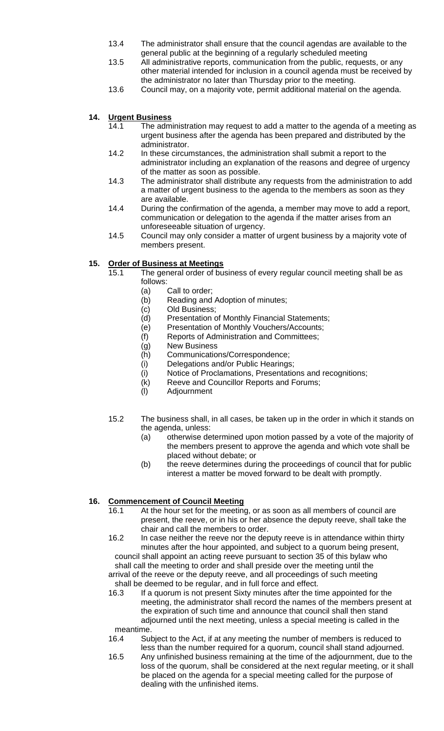13.4 The administrator shall ensure that the council agendas are available to the general public at the beginning of a regularly scheduled meeting

13.5 All administrative reports, communication from the public, requests, or any other material intended for inclusion in a council agenda must be received by the administrator no later than Thursday prior to the meeting.

13.6 Council may, on a majority vote, permit additional material on the agenda.

## 14. Urgent Business

14.1 The administration may request to add a matter to the agenda of a meeting as urgent business after the agenda has been prepared and distributed by the administrator.

14.2 In these circumstances, the administration shall submit a report to the administrator including an explanation of the reasons and degree of urgency of the matter as soon as possible.

14.3 The administrator shall distribute any requests from the administration to add a matter of urgent business to the agenda to the members as soon as they are available.

14.4 During the confirmation of the agenda, a member may move to add a report, communication or delegation to the agenda if the matter arises from an unforeseeable situation of urgency.

14.5 Council may only consider a matter of urgent business by a majority vote of members present.

## 15. Order of Business at Meetings

15.1 The general order of business of every regular council meeting shall be as follows:

- (a) Call to order;
- (b) Reading and Adoption of minutes;
- (c) Old Business;
- (d) Presentation of Monthly Financial Statements;
- (e) Presentation of Monthly Vouchers/Accounts;
- (f) Reports of Administration and Committees;
- (g) New Business
- (h) Communications/Correspondence;
- (i) Delegations and/or Public Hearings;
- (j) Notice of Proclamations, Presentations and recognitions;
- (k) Reeve and Councillor Reports and Forums;
- (l) Adjournment

15.2 The business shall, in all cases, be taken up in the order in which it stands on the agenda, unless:

- (a) otherwise determined upon motion passed by a vote of the majority of the members present to approve the agenda and which vote shall be placed without debate; or
- (b) the reeve determines during the proceedings of council that for public interest a matter be moved forward to be dealt with promptly.

## 16. Commencement of Council Meeting

16.1 At the hour set for the meeting, or as soon as all members of council are present, the reeve, or in his or her absence the deputy reeve, shall take the chair and call the members to order.

16.2 In case neither the reeve nor the deputy reeve is in attendance within thirty minutes after the hour appointed, and subject to a quorum being present, council shall appoint an acting reeve pursuant to section 35 of this bylaw who shall call the meeting to order and shall preside over the meeting until the arrival of the reeve or the deputy reeve, and all proceedings of such meeting shall be deemed to be regular, and in full force and effect.

16.3 If a quorum is not present Sixty minutes after the time appointed for the meeting, the administrator shall record the names of the members present at the expiration of such time and announce that council shall then stand adjourned until the next meeting, unless a special meeting is called in the meantime.

16.4 Subject to the Act, if at any meeting the number of members is reduced to less than the number required for a quorum, council shall stand adjourned.

16.5 Any unfinished business remaining at the time of the adjournment, due to the loss of the quorum, shall be considered at the next regular meeting, or it shall be placed on the agenda for a special meeting called for the purpose of dealing with the unfinished items.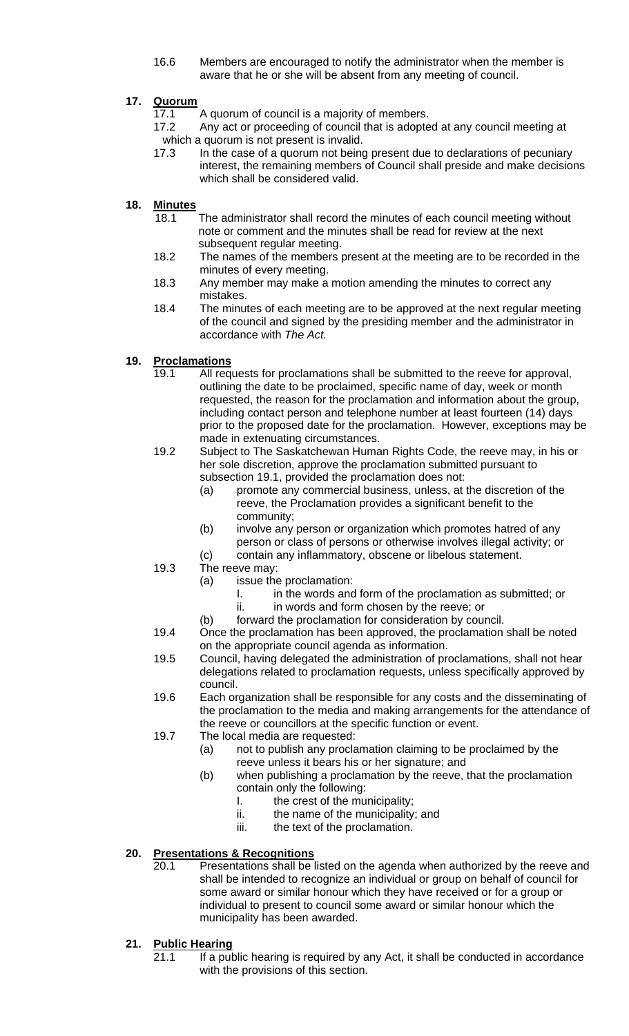16.6 Members are encouraged to notify the administrator when the member is aware that he or she will be absent from any meeting of council.

## 17. Quorum

17.1 A quorum of council is a majority of members.

17.2 Any act or proceeding of council that is adopted at any council meeting at which a quorum is not present is invalid.

17.3 In the case of a quorum not being present due to declarations of pecuniary interest, the remaining members of Council shall preside and make decisions which shall be considered valid.

## 18. Minutes

18.1 The administrator shall record the minutes of each council meeting without note or comment and the minutes shall be read for review at the next subsequent regular meeting.

18.2 The names of the members present at the meeting are to be recorded in the minutes of every meeting.

18.3 Any member may make a motion amending the minutes to correct any mistakes.

18.4 The minutes of each meeting are to be approved at the next regular meeting of the council and signed by the presiding member and the administrator in accordance with *The Act.*

## 19. Proclamations

19.1 All requests for proclamations shall be submitted to the reeve for approval, outlining the date to be proclaimed, specific name of day, week or month requested, the reason for the proclamation and information about the group, including contact person and telephone number at least fourteen (14) days prior to the proposed date for the proclamation. However, exceptions may be made in extenuating circumstances.

19.2 Subject to The Saskatchewan Human Rights Code, the reeve may, in his or her sole discretion, approve the proclamation submitted pursuant to subsection 19.1, provided the proclamation does not:

- (a) promote any commercial business, unless, at the discretion of the reeve, the Proclamation provides a significant benefit to the community;
- (b) involve any person or organization which promotes hatred of any person or class of persons or otherwise involves illegal activity; or
- (c) contain any inflammatory, obscene or libelous statement.

19.3 The reeve may:

- (a) issue the proclamation:
  - I. in the words and form of the proclamation as submitted; or
  - ii. in words and form chosen by the reeve; or
- (b) forward the proclamation for consideration by council.

19.4 Once the proclamation has been approved, the proclamation shall be noted on the appropriate council agenda as information.

19.5 Council, having delegated the administration of proclamations, shall not hear delegations related to proclamation requests, unless specifically approved by council.

19.6 Each organization shall be responsible for any costs and the disseminating of the proclamation to the media and making arrangements for the attendance of the reeve or councillors at the specific function or event.

19.7 The local media are requested:

- (a) not to publish any proclamation claiming to be proclaimed by the reeve unless it bears his or her signature; and
- (b) when publishing a proclamation by the reeve, that the proclamation contain only the following:
  - I. the crest of the municipality;
  - ii. the name of the municipality; and
  - iii. the text of the proclamation.

## 20. Presentations & Recognitions

20.1 Presentations shall be listed on the agenda when authorized by the reeve and shall be intended to recognize an individual or group on behalf of council for some award or similar honour which they have received or for a group or individual to present to council some award or similar honour which the municipality has been awarded.

## 21. Public Hearing

21.1 If a public hearing is required by any Act, it shall be conducted in accordance with the provisions of this section.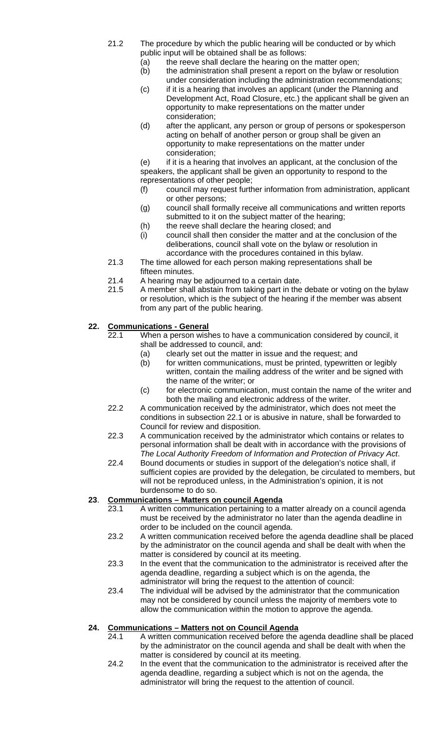21.2 The procedure by which the public hearing will be conducted or by which public input will be obtained shall be as follows:

(a) the reeve shall declare the hearing on the matter open;

(b) the administration shall present a report on the bylaw or resolution under consideration including the administration recommendations;

(c) if it is a hearing that involves an applicant (under the Planning and Development Act, Road Closure, etc.) the applicant shall be given an opportunity to make representations on the matter under consideration;

(d) after the applicant, any person or group of persons or spokesperson acting on behalf of another person or group shall be given an opportunity to make representations on the matter under consideration;

(e) if it is a hearing that involves an applicant, at the conclusion of the speakers, the applicant shall be given an opportunity to respond to the representations of other people;

(f) council may request further information from administration, applicant or other persons;

(g) council shall formally receive all communications and written reports submitted to it on the subject matter of the hearing;

(h) the reeve shall declare the hearing closed; and

(i) council shall then consider the matter and at the conclusion of the deliberations, council shall vote on the bylaw or resolution in accordance with the procedures contained in this bylaw.

21.3 The time allowed for each person making representations shall be fifteen minutes.

21.4 A hearing may be adjourned to a certain date.

21.5 A member shall abstain from taking part in the debate or voting on the bylaw or resolution, which is the subject of the hearing if the member was absent from any part of the public hearing.

## 22. Communications - General

22.1 When a person wishes to have a communication considered by council, it shall be addressed to council, and:

(a) clearly set out the matter in issue and the request; and

(b) for written communications, must be printed, typewritten or legibly written, contain the mailing address of the writer and be signed with the name of the writer; or

(c) for electronic communication, must contain the name of the writer and both the mailing and electronic address of the writer.

22.2 A communication received by the administrator, which does not meet the conditions in subsection 22.1 or is abusive in nature, shall be forwarded to Council for review and disposition.

22.3 A communication received by the administrator which contains or relates to personal information shall be dealt with in accordance with the provisions of *The Local Authority Freedom of Information and Protection of Privacy Act*.

22.4 Bound documents or studies in support of the delegation's notice shall, if sufficient copies are provided by the delegation, be circulated to members, but will not be reproduced unless, in the Administration's opinion, it is not burdensome to do so.

## 23. Communications – Matters on council Agenda

23.1 A written communication pertaining to a matter already on a council agenda must be received by the administrator no later than the agenda deadline in order to be included on the council agenda.

23.2 A written communication received before the agenda deadline shall be placed by the administrator on the council agenda and shall be dealt with when the matter is considered by council at its meeting.

23.3 In the event that the communication to the administrator is received after the agenda deadline, regarding a subject which is on the agenda, the administrator will bring the request to the attention of council:

23.4 The individual will be advised by the administrator that the communication may not be considered by council unless the majority of members vote to allow the communication within the motion to approve the agenda.

## 24. Communications – Matters not on Council Agenda

24.1 A written communication received before the agenda deadline shall be placed by the administrator on the council agenda and shall be dealt with when the matter is considered by council at its meeting.

24.2 In the event that the communication to the administrator is received after the agenda deadline, regarding a subject which is not on the agenda, the administrator will bring the request to the attention of council.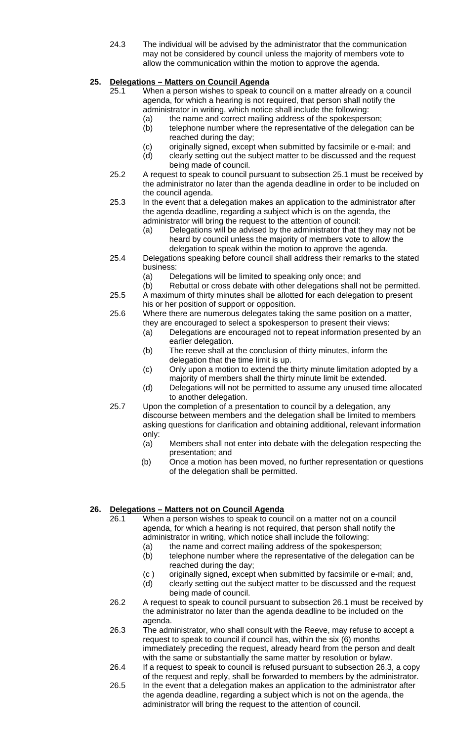24.3 The individual will be advised by the administrator that the communication may not be considered by council unless the majority of members vote to allow the communication within the motion to approve the agenda.

## 25. Delegations – Matters on Council Agenda

25.1 When a person wishes to speak to council on a matter already on a council agenda, for which a hearing is not required, that person shall notify the administrator in writing, which notice shall include the following:

- (a) the name and correct mailing address of the spokesperson;
- (b) telephone number where the representative of the delegation can be reached during the day;
- (c) originally signed, except when submitted by facsimile or e-mail; and
- (d) clearly setting out the subject matter to be discussed and the request being made of council.

25.2 A request to speak to council pursuant to subsection 25.1 must be received by the administrator no later than the agenda deadline in order to be included on the council agenda.

25.3 In the event that a delegation makes an application to the administrator after the agenda deadline, regarding a subject which is on the agenda, the administrator will bring the request to the attention of council:

- (a) Delegations will be advised by the administrator that they may not be heard by council unless the majority of members vote to allow the delegation to speak within the motion to approve the agenda.

25.4 Delegations speaking before council shall address their remarks to the stated business:

- (a) Delegations will be limited to speaking only once; and
- (b) Rebuttal or cross debate with other delegations shall not be permitted.

25.5 A maximum of thirty minutes shall be allotted for each delegation to present his or her position of support or opposition.

25.6 Where there are numerous delegates taking the same position on a matter, they are encouraged to select a spokesperson to present their views:

- (a) Delegations are encouraged not to repeat information presented by an earlier delegation.
- (b) The reeve shall at the conclusion of thirty minutes, inform the delegation that the time limit is up.
- (c) Only upon a motion to extend the thirty minute limitation adopted by a majority of members shall the thirty minute limit be extended.
- (d) Delegations will not be permitted to assume any unused time allocated to another delegation.

25.7 Upon the completion of a presentation to council by a delegation, any discourse between members and the delegation shall be limited to members asking questions for clarification and obtaining additional, relevant information only:

- (a) Members shall not enter into debate with the delegation respecting the presentation; and
- (b) Once a motion has been moved, no further representation or questions of the delegation shall be permitted.

## 26. Delegations – Matters not on Council Agenda

26.1 When a person wishes to speak to council on a matter not on a council agenda, for which a hearing is not required, that person shall notify the administrator in writing, which notice shall include the following:

- (a) the name and correct mailing address of the spokesperson;
- (b) telephone number where the representative of the delegation can be reached during the day;
- (c ) originally signed, except when submitted by facsimile or e-mail; and,
- (d) clearly setting out the subject matter to be discussed and the request being made of council.

26.2 A request to speak to council pursuant to subsection 26.1 must be received by the administrator no later than the agenda deadline to be included on the agenda.

26.3 The administrator, who shall consult with the Reeve, may refuse to accept a request to speak to council if council has, within the six (6) months immediately preceding the request, already heard from the person and dealt with the same or substantially the same matter by resolution or bylaw.

26.4 If a request to speak to council is refused pursuant to subsection 26.3, a copy of the request and reply, shall be forwarded to members by the administrator.

26.5 In the event that a delegation makes an application to the administrator after the agenda deadline, regarding a subject which is not on the agenda, the administrator will bring the request to the attention of council.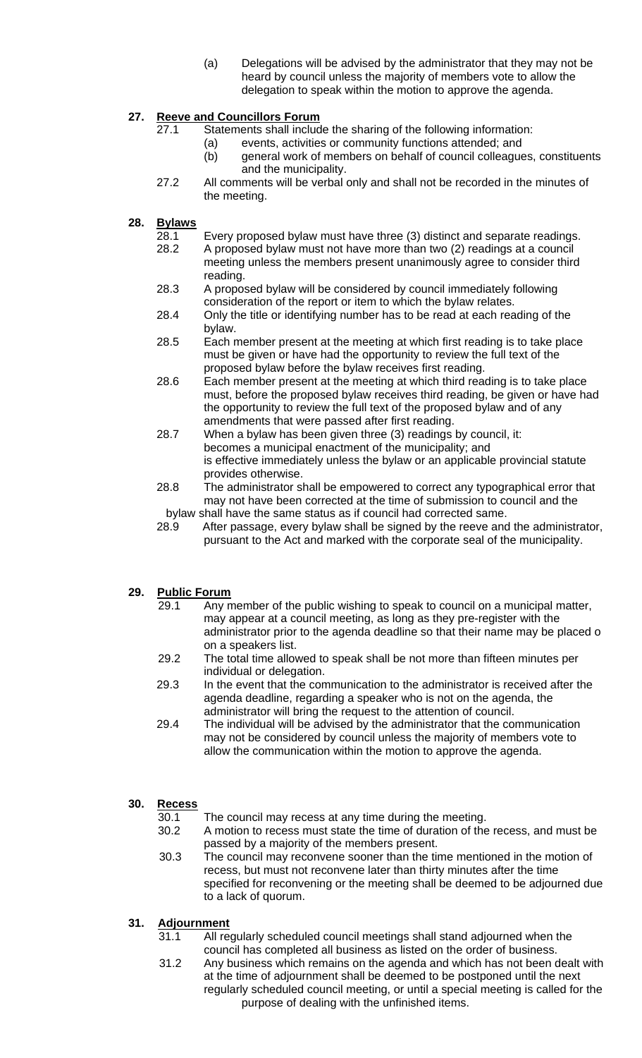(a) Delegations will be advised by the administrator that they may not be heard by council unless the majority of members vote to allow the delegation to speak within the motion to approve the agenda.

## 27. Reeve and Councillors Forum

27.1 Statements shall include the sharing of the following information:

(a) events, activities or community functions attended; and

(b) general work of members on behalf of council colleagues, constituents and the municipality.

27.2 All comments will be verbal only and shall not be recorded in the minutes of the meeting.

## 28. Bylaws

28.1 Every proposed bylaw must have three (3) distinct and separate readings.

28.2 A proposed bylaw must not have more than two (2) readings at a council meeting unless the members present unanimously agree to consider third reading.

28.3 A proposed bylaw will be considered by council immediately following consideration of the report or item to which the bylaw relates.

28.4 Only the title or identifying number has to be read at each reading of the bylaw.

28.5 Each member present at the meeting at which first reading is to take place must be given or have had the opportunity to review the full text of the proposed bylaw before the bylaw receives first reading.

28.6 Each member present at the meeting at which third reading is to take place must, before the proposed bylaw receives third reading, be given or have had the opportunity to review the full text of the proposed bylaw and of any amendments that were passed after first reading.

28.7 When a bylaw has been given three (3) readings by council, it:
becomes a municipal enactment of the municipality; and
is effective immediately unless the bylaw or an applicable provincial statute provides otherwise.

28.8 The administrator shall be empowered to correct any typographical error that may not have been corrected at the time of submission to council and the bylaw shall have the same status as if council had corrected same.

28.9 After passage, every bylaw shall be signed by the reeve and the administrator, pursuant to the Act and marked with the corporate seal of the municipality.

## 29. Public Forum

29.1 Any member of the public wishing to speak to council on a municipal matter, may appear at a council meeting, as long as they pre-register with the administrator prior to the agenda deadline so that their name may be placed o on a speakers list.

29.2 The total time allowed to speak shall be not more than fifteen minutes per individual or delegation.

29.3 In the event that the communication to the administrator is received after the agenda deadline, regarding a speaker who is not on the agenda, the administrator will bring the request to the attention of council.

29.4 The individual will be advised by the administrator that the communication may not be considered by council unless the majority of members vote to allow the communication within the motion to approve the agenda.

## 30. Recess

30.1 The council may recess at any time during the meeting.

30.2 A motion to recess must state the time of duration of the recess, and must be passed by a majority of the members present.

30.3 The council may reconvene sooner than the time mentioned in the motion of recess, but must not reconvene later than thirty minutes after the time specified for reconvening or the meeting shall be deemed to be adjourned due to a lack of quorum.

## 31. Adjournment

31.1 All regularly scheduled council meetings shall stand adjourned when the council has completed all business as listed on the order of business.

31.2 Any business which remains on the agenda and which has not been dealt with at the time of adjournment shall be deemed to be postponed until the next regularly scheduled council meeting, or until a special meeting is called for the purpose of dealing with the unfinished items.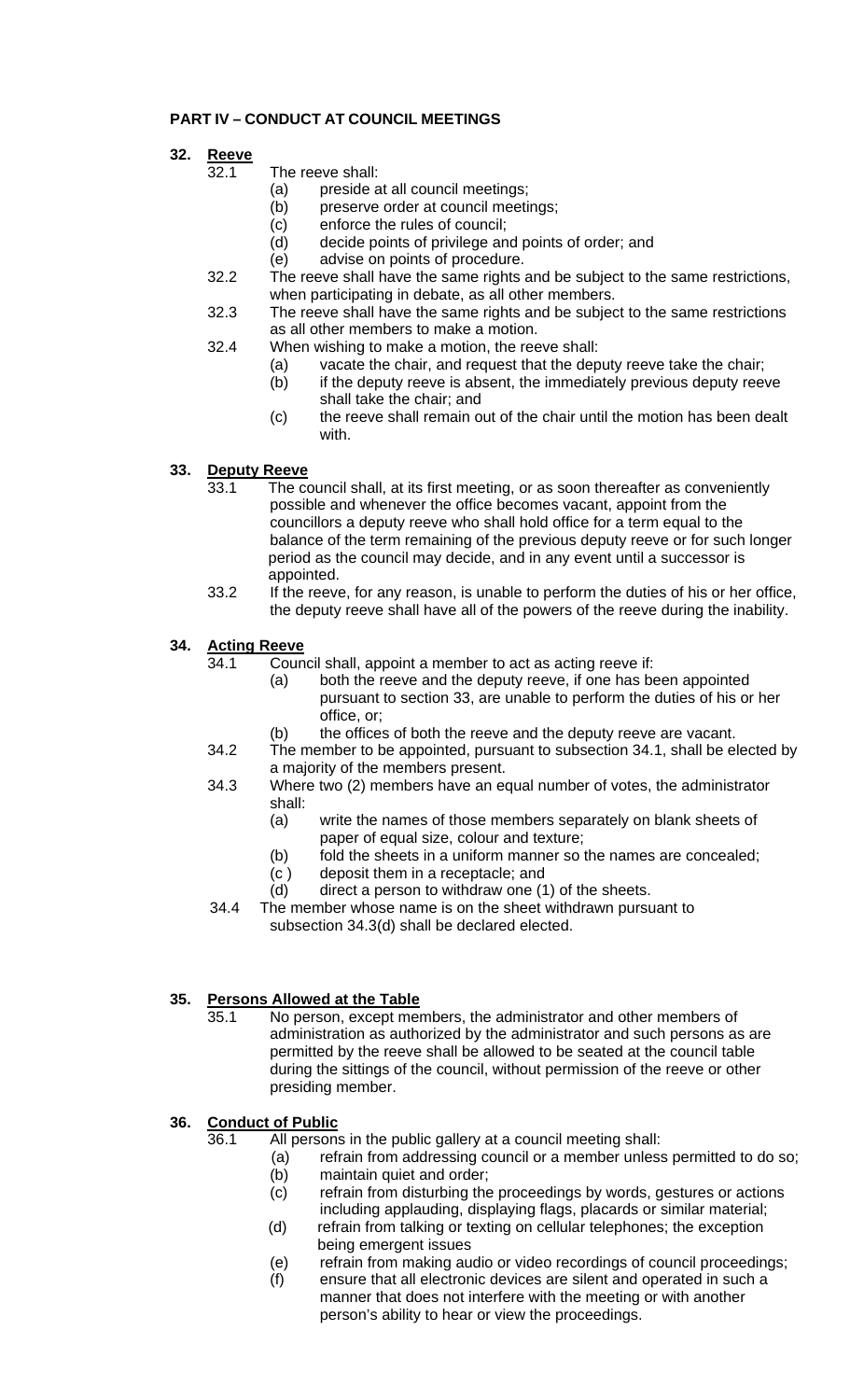## PART IV – CONDUCT AT COUNCIL MEETINGS

### 32. Reeve

32.1 The reeve shall:

- (a) preside at all council meetings;
- (b) preserve order at council meetings;
- (c) enforce the rules of council;
- (d) decide points of privilege and points of order; and
- (e) advise on points of procedure.

32.2 The reeve shall have the same rights and be subject to the same restrictions, when participating in debate, as all other members.

32.3 The reeve shall have the same rights and be subject to the same restrictions as all other members to make a motion.

32.4 When wishing to make a motion, the reeve shall:

- (a) vacate the chair, and request that the deputy reeve take the chair;
- (b) if the deputy reeve is absent, the immediately previous deputy reeve shall take the chair; and
- (c) the reeve shall remain out of the chair until the motion has been dealt with.

### 33. Deputy Reeve

33.1 The council shall, at its first meeting, or as soon thereafter as conveniently possible and whenever the office becomes vacant, appoint from the councillors a deputy reeve who shall hold office for a term equal to the balance of the term remaining of the previous deputy reeve or for such longer period as the council may decide, and in any event until a successor is appointed.

33.2 If the reeve, for any reason, is unable to perform the duties of his or her office, the deputy reeve shall have all of the powers of the reeve during the inability.

### 34. Acting Reeve

34.1 Council shall, appoint a member to act as acting reeve if:

- (a) both the reeve and the deputy reeve, if one has been appointed pursuant to section 33, are unable to perform the duties of his or her office, or;
- (b) the offices of both the reeve and the deputy reeve are vacant.

34.2 The member to be appointed, pursuant to subsection 34.1, shall be elected by a majority of the members present.

34.3 Where two (2) members have an equal number of votes, the administrator shall:

- (a) write the names of those members separately on blank sheets of paper of equal size, colour and texture;
- (b) fold the sheets in a uniform manner so the names are concealed;
- (c ) deposit them in a receptacle; and
- (d) direct a person to withdraw one (1) of the sheets.

34.4 The member whose name is on the sheet withdrawn pursuant to subsection 34.3(d) shall be declared elected.

### 35. Persons Allowed at the Table

35.1 No person, except members, the administrator and other members of administration as authorized by the administrator and such persons as are permitted by the reeve shall be allowed to be seated at the council table during the sittings of the council, without permission of the reeve or other presiding member.

### 36. Conduct of Public

36.1 All persons in the public gallery at a council meeting shall:

- (a) refrain from addressing council or a member unless permitted to do so;
- (b) maintain quiet and order;
- (c) refrain from disturbing the proceedings by words, gestures or actions including applauding, displaying flags, placards or similar material;
- (d) refrain from talking or texting on cellular telephones; the exception being emergent issues
- (e) refrain from making audio or video recordings of council proceedings;
- (f) ensure that all electronic devices are silent and operated in such a manner that does not interfere with the meeting or with another person's ability to hear or view the proceedings.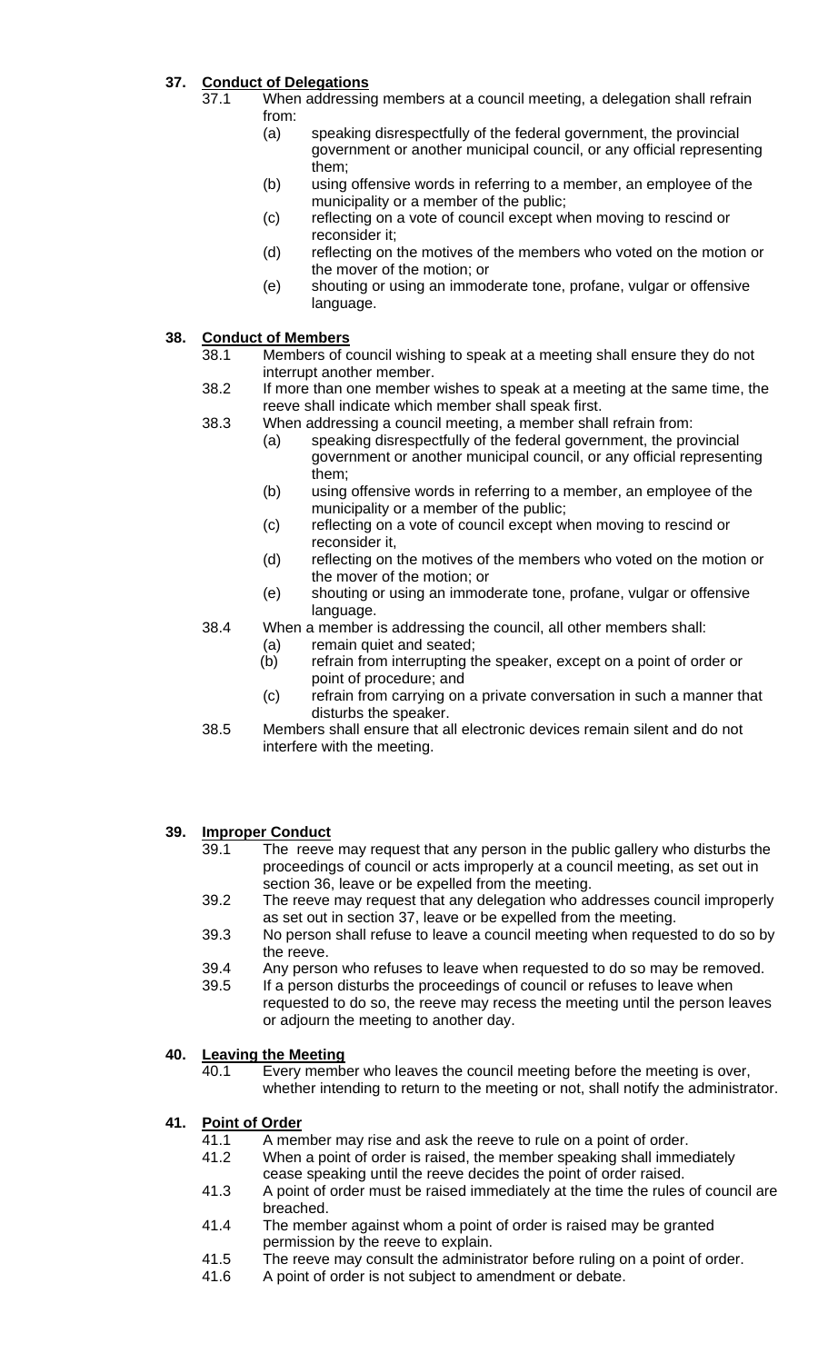## 37. Conduct of Delegations

37.1 When addressing members at a council meeting, a delegation shall refrain from:

- (a) speaking disrespectfully of the federal government, the provincial government or another municipal council, or any official representing them;
- (b) using offensive words in referring to a member, an employee of the municipality or a member of the public;
- (c) reflecting on a vote of council except when moving to rescind or reconsider it;
- (d) reflecting on the motives of the members who voted on the motion or the mover of the motion; or
- (e) shouting or using an immoderate tone, profane, vulgar or offensive language.

## 38. Conduct of Members

38.1 Members of council wishing to speak at a meeting shall ensure they do not interrupt another member.

38.2 If more than one member wishes to speak at a meeting at the same time, the reeve shall indicate which member shall speak first.

38.3 When addressing a council meeting, a member shall refrain from:

- (a) speaking disrespectfully of the federal government, the provincial government or another municipal council, or any official representing them;
- (b) using offensive words in referring to a member, an employee of the municipality or a member of the public;
- (c) reflecting on a vote of council except when moving to rescind or reconsider it,
- (d) reflecting on the motives of the members who voted on the motion or the mover of the motion; or
- (e) shouting or using an immoderate tone, profane, vulgar or offensive language.

38.4 When a member is addressing the council, all other members shall:

- (a) remain quiet and seated;
- (b) refrain from interrupting the speaker, except on a point of order or point of procedure; and
- (c) refrain from carrying on a private conversation in such a manner that disturbs the speaker.

38.5 Members shall ensure that all electronic devices remain silent and do not interfere with the meeting.

## 39. Improper Conduct

39.1 The reeve may request that any person in the public gallery who disturbs the proceedings of council or acts improperly at a council meeting, as set out in section 36, leave or be expelled from the meeting.

39.2 The reeve may request that any delegation who addresses council improperly as set out in section 37, leave or be expelled from the meeting.

39.3 No person shall refuse to leave a council meeting when requested to do so by the reeve.

39.4 Any person who refuses to leave when requested to do so may be removed.

39.5 If a person disturbs the proceedings of council or refuses to leave when requested to do so, the reeve may recess the meeting until the person leaves or adjourn the meeting to another day.

## 40. Leaving the Meeting

40.1 Every member who leaves the council meeting before the meeting is over, whether intending to return to the meeting or not, shall notify the administrator.

## 41. Point of Order

41.1 A member may rise and ask the reeve to rule on a point of order.

41.2 When a point of order is raised, the member speaking shall immediately cease speaking until the reeve decides the point of order raised.

41.3 A point of order must be raised immediately at the time the rules of council are breached.

41.4 The member against whom a point of order is raised may be granted permission by the reeve to explain.

41.5 The reeve may consult the administrator before ruling on a point of order.

41.6 A point of order is not subject to amendment or debate.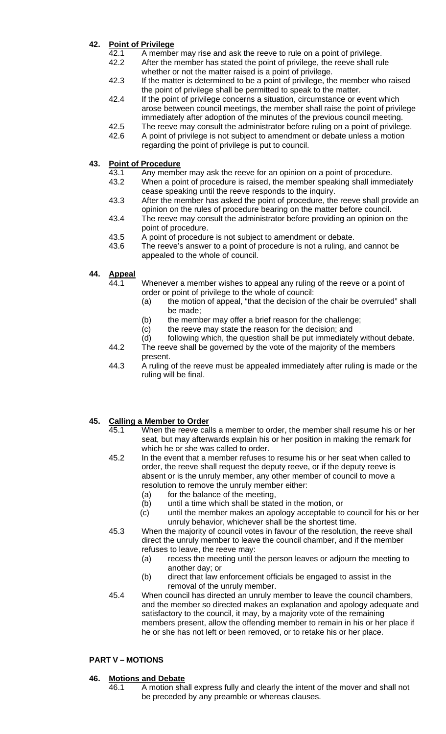## 42. Point of Privilege

42.1 A member may rise and ask the reeve to rule on a point of privilege.

42.2 After the member has stated the point of privilege, the reeve shall rule whether or not the matter raised is a point of privilege.

42.3 If the matter is determined to be a point of privilege, the member who raised the point of privilege shall be permitted to speak to the matter.

42.4 If the point of privilege concerns a situation, circumstance or event which arose between council meetings, the member shall raise the point of privilege immediately after adoption of the minutes of the previous council meeting.

42.5 The reeve may consult the administrator before ruling on a point of privilege.

42.6 A point of privilege is not subject to amendment or debate unless a motion regarding the point of privilege is put to council.

## 43. Point of Procedure

43.1 Any member may ask the reeve for an opinion on a point of procedure.

43.2 When a point of procedure is raised, the member speaking shall immediately cease speaking until the reeve responds to the inquiry.

43.3 After the member has asked the point of procedure, the reeve shall provide an opinion on the rules of procedure bearing on the matter before council.

43.4 The reeve may consult the administrator before providing an opinion on the point of procedure.

43.5 A point of procedure is not subject to amendment or debate.

43.6 The reeve's answer to a point of procedure is not a ruling, and cannot be appealed to the whole of council.

## 44. Appeal

44.1 Whenever a member wishes to appeal any ruling of the reeve or a point of order or point of privilege to the whole of council:

- (a) the motion of appeal, "that the decision of the chair be overruled" shall be made;
- (b) the member may offer a brief reason for the challenge;
- (c) the reeve may state the reason for the decision; and
- (d) following which, the question shall be put immediately without debate.

44.2 The reeve shall be governed by the vote of the majority of the members present.

44.3 A ruling of the reeve must be appealed immediately after ruling is made or the ruling will be final.

## 45. Calling a Member to Order

45.1 When the reeve calls a member to order, the member shall resume his or her seat, but may afterwards explain his or her position in making the remark for which he or she was called to order.

45.2 In the event that a member refuses to resume his or her seat when called to order, the reeve shall request the deputy reeve, or if the deputy reeve is absent or is the unruly member, any other member of council to move a resolution to remove the unruly member either:

- (a) for the balance of the meeting,
- (b) until a time which shall be stated in the motion, or
- (c) until the member makes an apology acceptable to council for his or her unruly behavior, whichever shall be the shortest time.

45.3 When the majority of council votes in favour of the resolution, the reeve shall direct the unruly member to leave the council chamber, and if the member refuses to leave, the reeve may:

- (a) recess the meeting until the person leaves or adjourn the meeting to another day; or
- (b) direct that law enforcement officials be engaged to assist in the removal of the unruly member.

45.4 When council has directed an unruly member to leave the council chambers, and the member so directed makes an explanation and apology adequate and satisfactory to the council, it may, by a majority vote of the remaining members present, allow the offending member to remain in his or her place if he or she has not left or been removed, or to retake his or her place.

# PART V – MOTIONS

## 46. Motions and Debate

46.1 A motion shall express fully and clearly the intent of the mover and shall not be preceded by any preamble or whereas clauses.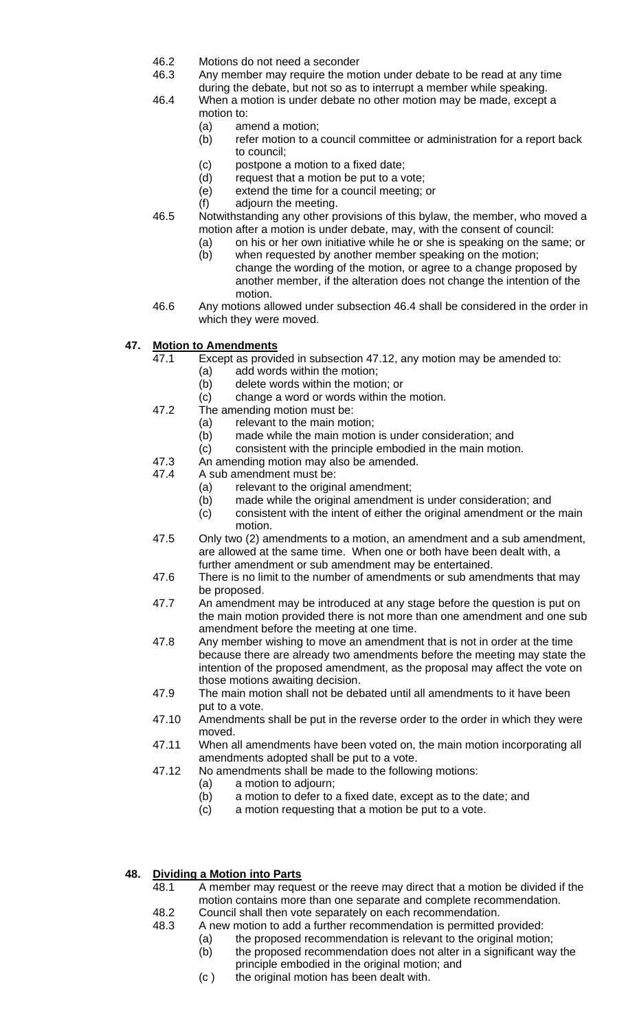46.2 Motions do not need a seconder

46.3 Any member may require the motion under debate to be read at any time during the debate, but not so as to interrupt a member while speaking.

46.4 When a motion is under debate no other motion may be made, except a motion to:

- (a) amend a motion;
- (b) refer motion to a council committee or administration for a report back to council;
- (c) postpone a motion to a fixed date;
- (d) request that a motion be put to a vote;
- (e) extend the time for a council meeting; or
- (f) adjourn the meeting.

46.5 Notwithstanding any other provisions of this bylaw, the member, who moved a motion after a motion is under debate, may, with the consent of council:

- (a) on his or her own initiative while he or she is speaking on the same; or
- (b) when requested by another member speaking on the motion;

change the wording of the motion, or agree to a change proposed by another member, if the alteration does not change the intention of the motion.

46.6 Any motions allowed under subsection 46.4 shall be considered in the order in which they were moved.

## 47. Motion to Amendments

47.1 Except as provided in subsection 47.12, any motion may be amended to:

- (a) add words within the motion;
- (b) delete words within the motion; or
- (c) change a word or words within the motion.

47.2 The amending motion must be:

- (a) relevant to the main motion;
- (b) made while the main motion is under consideration; and
- (c) consistent with the principle embodied in the main motion.

47.3 An amending motion may also be amended.

47.4 A sub amendment must be:

- (a) relevant to the original amendment;
- (b) made while the original amendment is under consideration; and
- (c) consistent with the intent of either the original amendment or the main motion.

47.5 Only two (2) amendments to a motion, an amendment and a sub amendment, are allowed at the same time. When one or both have been dealt with, a further amendment or sub amendment may be entertained.

47.6 There is no limit to the number of amendments or sub amendments that may be proposed.

47.7 An amendment may be introduced at any stage before the question is put on the main motion provided there is not more than one amendment and one sub amendment before the meeting at one time.

47.8 Any member wishing to move an amendment that is not in order at the time because there are already two amendments before the meeting may state the intention of the proposed amendment, as the proposal may affect the vote on those motions awaiting decision.

47.9 The main motion shall not be debated until all amendments to it have been put to a vote.

47.10 Amendments shall be put in the reverse order to the order in which they were moved.

47.11 When all amendments have been voted on, the main motion incorporating all amendments adopted shall be put to a vote.

47.12 No amendments shall be made to the following motions:

- (a) a motion to adjourn;
- (b) a motion to defer to a fixed date, except as to the date; and
- (c) a motion requesting that a motion be put to a vote.

## 48. Dividing a Motion into Parts

48.1 A member may request or the reeve may direct that a motion be divided if the motion contains more than one separate and complete recommendation.

48.2 Council shall then vote separately on each recommendation.

48.3 A new motion to add a further recommendation is permitted provided:

- (a) the proposed recommendation is relevant to the original motion;
- (b) the proposed recommendation does not alter in a significant way the principle embodied in the original motion; and
- (c ) the original motion has been dealt with.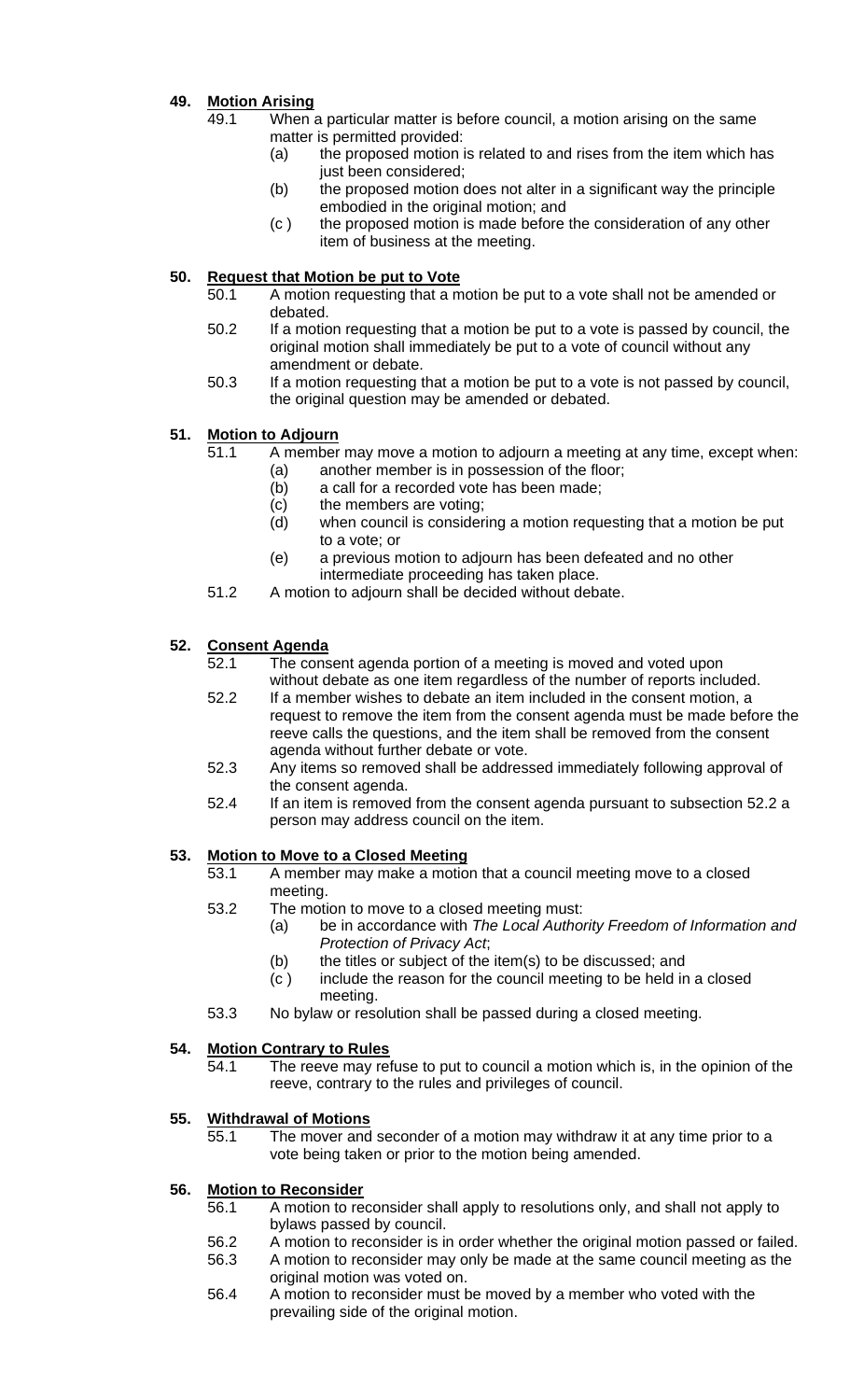## 49. Motion Arising

49.1 When a particular matter is before council, a motion arising on the same matter is permitted provided:

- (a) the proposed motion is related to and rises from the item which has just been considered;
- (b) the proposed motion does not alter in a significant way the principle embodied in the original motion; and
- (c ) the proposed motion is made before the consideration of any other item of business at the meeting.

## 50. Request that Motion be put to Vote

50.1 A motion requesting that a motion be put to a vote shall not be amended or debated.

50.2 If a motion requesting that a motion be put to a vote is passed by council, the original motion shall immediately be put to a vote of council without any amendment or debate.

50.3 If a motion requesting that a motion be put to a vote is not passed by council, the original question may be amended or debated.

## 51. Motion to Adjourn

51.1 A member may move a motion to adjourn a meeting at any time, except when:

- (a) another member is in possession of the floor;
- (b) a call for a recorded vote has been made;
- (c) the members are voting;
- (d) when council is considering a motion requesting that a motion be put to a vote; or
- (e) a previous motion to adjourn has been defeated and no other intermediate proceeding has taken place.

51.2 A motion to adjourn shall be decided without debate.

## 52. Consent Agenda

52.1 The consent agenda portion of a meeting is moved and voted upon without debate as one item regardless of the number of reports included.

52.2 If a member wishes to debate an item included in the consent motion, a request to remove the item from the consent agenda must be made before the reeve calls the questions, and the item shall be removed from the consent agenda without further debate or vote.

52.3 Any items so removed shall be addressed immediately following approval of the consent agenda.

52.4 If an item is removed from the consent agenda pursuant to subsection 52.2 a person may address council on the item.

## 53. Motion to Move to a Closed Meeting

53.1 A member may make a motion that a council meeting move to a closed meeting.

53.2 The motion to move to a closed meeting must:

- (a) be in accordance with *The Local Authority Freedom of Information and Protection of Privacy Act*;
- (b) the titles or subject of the item(s) to be discussed; and
- (c ) include the reason for the council meeting to be held in a closed meeting.

53.3 No bylaw or resolution shall be passed during a closed meeting.

## 54. Motion Contrary to Rules

54.1 The reeve may refuse to put to council a motion which is, in the opinion of the reeve, contrary to the rules and privileges of council.

## 55. Withdrawal of Motions

55.1 The mover and seconder of a motion may withdraw it at any time prior to a vote being taken or prior to the motion being amended.

## 56. Motion to Reconsider

56.1 A motion to reconsider shall apply to resolutions only, and shall not apply to bylaws passed by council.

56.2 A motion to reconsider is in order whether the original motion passed or failed.

56.3 A motion to reconsider may only be made at the same council meeting as the original motion was voted on.

56.4 A motion to reconsider must be moved by a member who voted with the prevailing side of the original motion.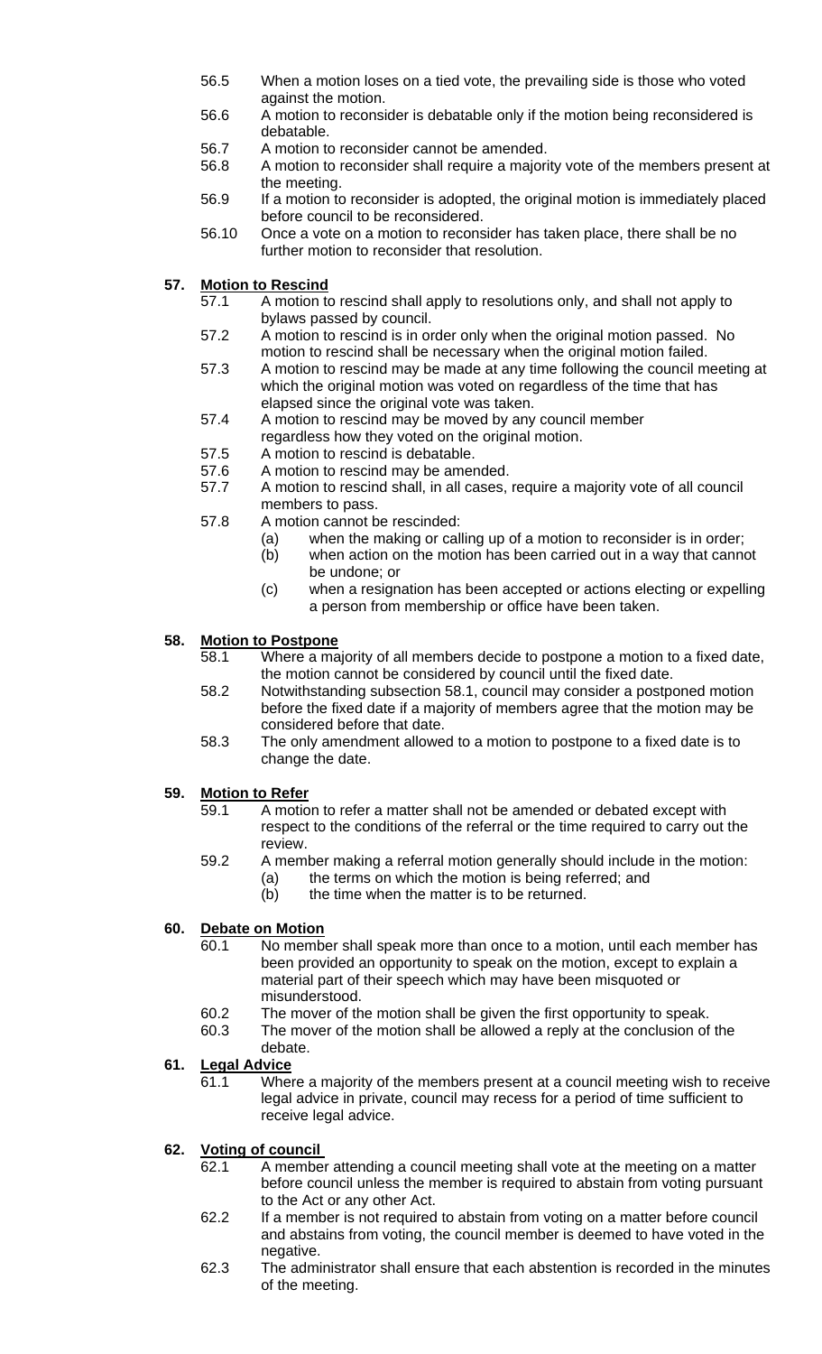56.5 When a motion loses on a tied vote, the prevailing side is those who voted against the motion.

56.6 A motion to reconsider is debatable only if the motion being reconsidered is debatable.

56.7 A motion to reconsider cannot be amended.

56.8 A motion to reconsider shall require a majority vote of the members present at the meeting.

56.9 If a motion to reconsider is adopted, the original motion is immediately placed before council to be reconsidered.

56.10 Once a vote on a motion to reconsider has taken place, there shall be no further motion to reconsider that resolution.

## 57. Motion to Rescind

57.1 A motion to rescind shall apply to resolutions only, and shall not apply to bylaws passed by council.

57.2 A motion to rescind is in order only when the original motion passed. No motion to rescind shall be necessary when the original motion failed.

57.3 A motion to rescind may be made at any time following the council meeting at which the original motion was voted on regardless of the time that has elapsed since the original vote was taken.

57.4 A motion to rescind may be moved by any council member regardless how they voted on the original motion.

57.5 A motion to rescind is debatable.

57.6 A motion to rescind may be amended.

57.7 A motion to rescind shall, in all cases, require a majority vote of all council members to pass.

57.8 A motion cannot be rescinded:

- (a) when the making or calling up of a motion to reconsider is in order;
- (b) when action on the motion has been carried out in a way that cannot be undone; or
- (c) when a resignation has been accepted or actions electing or expelling a person from membership or office have been taken.

## 58. Motion to Postpone

58.1 Where a majority of all members decide to postpone a motion to a fixed date, the motion cannot be considered by council until the fixed date.

58.2 Notwithstanding subsection 58.1, council may consider a postponed motion before the fixed date if a majority of members agree that the motion may be considered before that date.

58.3 The only amendment allowed to a motion to postpone to a fixed date is to change the date.

## 59. Motion to Refer

59.1 A motion to refer a matter shall not be amended or debated except with respect to the conditions of the referral or the time required to carry out the review.

59.2 A member making a referral motion generally should include in the motion:

- (a) the terms on which the motion is being referred; and
- (b) the time when the matter is to be returned.

## 60. Debate on Motion

60.1 No member shall speak more than once to a motion, until each member has been provided an opportunity to speak on the motion, except to explain a material part of their speech which may have been misquoted or misunderstood.

60.2 The mover of the motion shall be given the first opportunity to speak.

60.3 The mover of the motion shall be allowed a reply at the conclusion of the debate.

## 61. Legal Advice

61.1 Where a majority of the members present at a council meeting wish to receive legal advice in private, council may recess for a period of time sufficient to receive legal advice.

## 62. Voting of council

62.1 A member attending a council meeting shall vote at the meeting on a matter before council unless the member is required to abstain from voting pursuant to the Act or any other Act.

62.2 If a member is not required to abstain from voting on a matter before council and abstains from voting, the council member is deemed to have voted in the negative.

62.3 The administrator shall ensure that each abstention is recorded in the minutes of the meeting.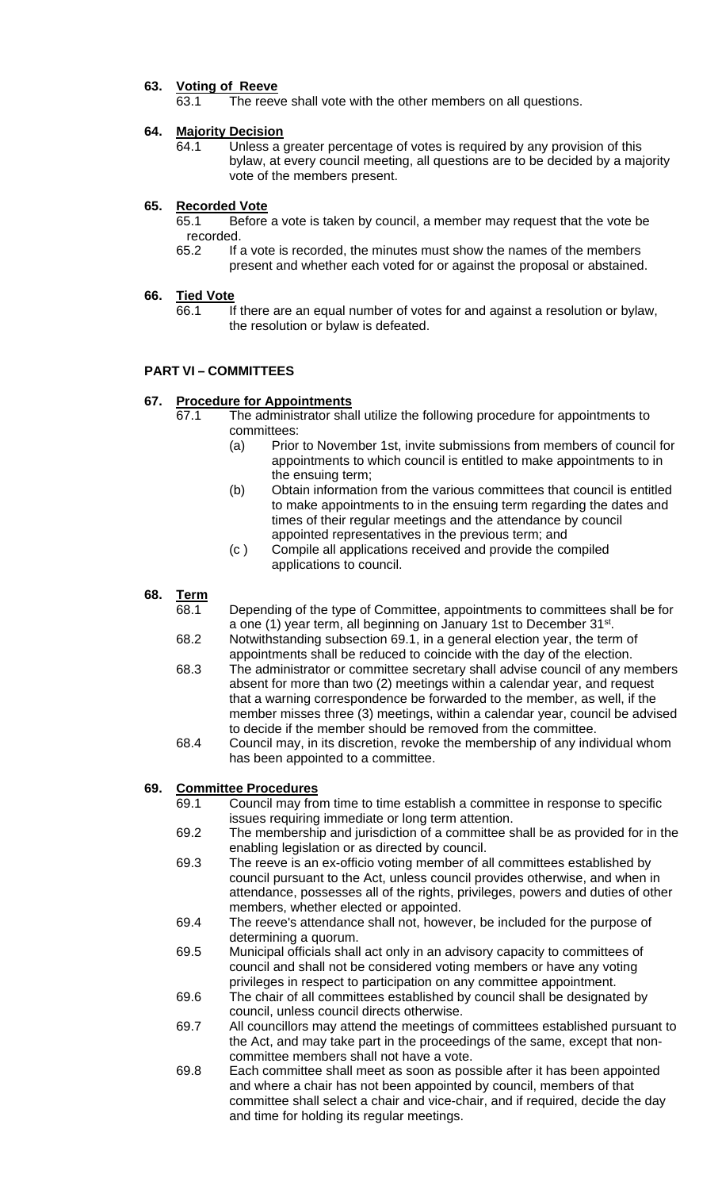**63. Voting of Reeve**

63.1 The reeve shall vote with the other members on all questions.

**64. Majority Decision**

64.1 Unless a greater percentage of votes is required by any provision of this bylaw, at every council meeting, all questions are to be decided by a majority vote of the members present.

**65. Recorded Vote**

65.1 Before a vote is taken by council, a member may request that the vote be recorded.

65.2 If a vote is recorded, the minutes must show the names of the members present and whether each voted for or against the proposal or abstained.

**66. Tied Vote**

66.1 If there are an equal number of votes for and against a resolution or bylaw, the resolution or bylaw is defeated.

## PART VI – COMMITTEES

**67. Procedure for Appointments**

67.1 The administrator shall utilize the following procedure for appointments to committees:

(a) Prior to November 1st, invite submissions from members of council for appointments to which council is entitled to make appointments to in the ensuing term;

(b) Obtain information from the various committees that council is entitled to make appointments to in the ensuing term regarding the dates and times of their regular meetings and the attendance by council appointed representatives in the previous term; and

(c ) Compile all applications received and provide the compiled applications to council.

**68. Term**

68.1 Depending of the type of Committee, appointments to committees shall be for a one (1) year term, all beginning on January 1st to December 31st.

68.2 Notwithstanding subsection 69.1, in a general election year, the term of appointments shall be reduced to coincide with the day of the election.

68.3 The administrator or committee secretary shall advise council of any members absent for more than two (2) meetings within a calendar year, and request that a warning correspondence be forwarded to the member, as well, if the member misses three (3) meetings, within a calendar year, council be advised to decide if the member should be removed from the committee.

68.4 Council may, in its discretion, revoke the membership of any individual whom has been appointed to a committee.

**69. Committee Procedures**

69.1 Council may from time to time establish a committee in response to specific issues requiring immediate or long term attention.

69.2 The membership and jurisdiction of a committee shall be as provided for in the enabling legislation or as directed by council.

69.3 The reeve is an ex-officio voting member of all committees established by council pursuant to the Act, unless council provides otherwise, and when in attendance, possesses all of the rights, privileges, powers and duties of other members, whether elected or appointed.

69.4 The reeve's attendance shall not, however, be included for the purpose of determining a quorum.

69.5 Municipal officials shall act only in an advisory capacity to committees of council and shall not be considered voting members or have any voting privileges in respect to participation on any committee appointment.

69.6 The chair of all committees established by council shall be designated by council, unless council directs otherwise.

69.7 All councillors may attend the meetings of committees established pursuant to the Act, and may take part in the proceedings of the same, except that non-committee members shall not have a vote.

69.8 Each committee shall meet as soon as possible after it has been appointed and where a chair has not been appointed by council, members of that committee shall select a chair and vice-chair, and if required, decide the day and time for holding its regular meetings.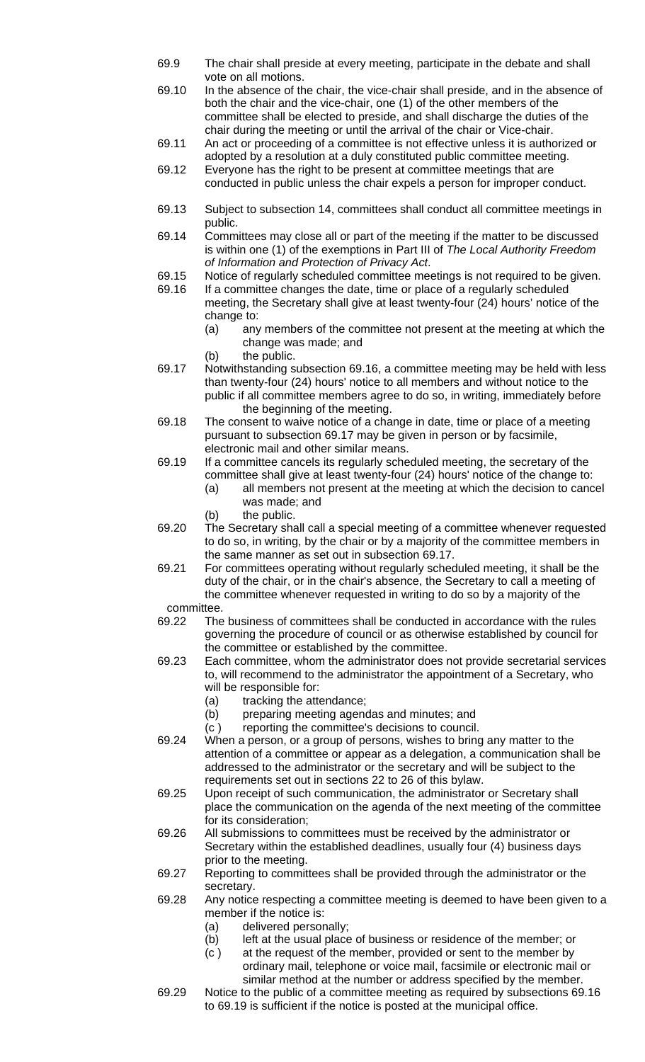69.9 The chair shall preside at every meeting, participate in the debate and shall vote on all motions.

69.10 In the absence of the chair, the vice-chair shall preside, and in the absence of both the chair and the vice-chair, one (1) of the other members of the committee shall be elected to preside, and shall discharge the duties of the chair during the meeting or until the arrival of the chair or Vice-chair.

69.11 An act or proceeding of a committee is not effective unless it is authorized or adopted by a resolution at a duly constituted public committee meeting.

69.12 Everyone has the right to be present at committee meetings that are conducted in public unless the chair expels a person for improper conduct.

69.13 Subject to subsection 14, committees shall conduct all committee meetings in public.

69.14 Committees may close all or part of the meeting if the matter to be discussed is within one (1) of the exemptions in Part III of *The Local Authority Freedom of Information and Protection of Privacy Act*.

69.15 Notice of regularly scheduled committee meetings is not required to be given.

69.16 If a committee changes the date, time or place of a regularly scheduled meeting, the Secretary shall give at least twenty-four (24) hours' notice of the change to:

- (a) any members of the committee not present at the meeting at which the change was made; and
- (b) the public.

69.17 Notwithstanding subsection 69.16, a committee meeting may be held with less than twenty-four (24) hours' notice to all members and without notice to the public if all committee members agree to do so, in writing, immediately before the beginning of the meeting.

69.18 The consent to waive notice of a change in date, time or place of a meeting pursuant to subsection 69.17 may be given in person or by facsimile, electronic mail and other similar means.

69.19 If a committee cancels its regularly scheduled meeting, the secretary of the committee shall give at least twenty-four (24) hours' notice of the change to:

- (a) all members not present at the meeting at which the decision to cancel was made; and
- (b) the public.

69.20 The Secretary shall call a special meeting of a committee whenever requested to do so, in writing, by the chair or by a majority of the committee members in the same manner as set out in subsection 69.17.

69.21 For committees operating without regularly scheduled meeting, it shall be the duty of the chair, or in the chair's absence, the Secretary to call a meeting of the committee whenever requested in writing to do so by a majority of the committee.

69.22 The business of committees shall be conducted in accordance with the rules governing the procedure of council or as otherwise established by council for the committee or established by the committee.

69.23 Each committee, whom the administrator does not provide secretarial services to, will recommend to the administrator the appointment of a Secretary, who will be responsible for:

- (a) tracking the attendance;
- (b) preparing meeting agendas and minutes; and
- (c ) reporting the committee's decisions to council.

69.24 When a person, or a group of persons, wishes to bring any matter to the attention of a committee or appear as a delegation, a communication shall be addressed to the administrator or the secretary and will be subject to the requirements set out in sections 22 to 26 of this bylaw.

69.25 Upon receipt of such communication, the administrator or Secretary shall place the communication on the agenda of the next meeting of the committee for its consideration;

69.26 All submissions to committees must be received by the administrator or Secretary within the established deadlines, usually four (4) business days prior to the meeting.

69.27 Reporting to committees shall be provided through the administrator or the secretary.

69.28 Any notice respecting a committee meeting is deemed to have been given to a member if the notice is:

- (a) delivered personally;
- (b) left at the usual place of business or residence of the member; or
- (c ) at the request of the member, provided or sent to the member by ordinary mail, telephone or voice mail, facsimile or electronic mail or similar method at the number or address specified by the member.

69.29 Notice to the public of a committee meeting as required by subsections 69.16 to 69.19 is sufficient if the notice is posted at the municipal office.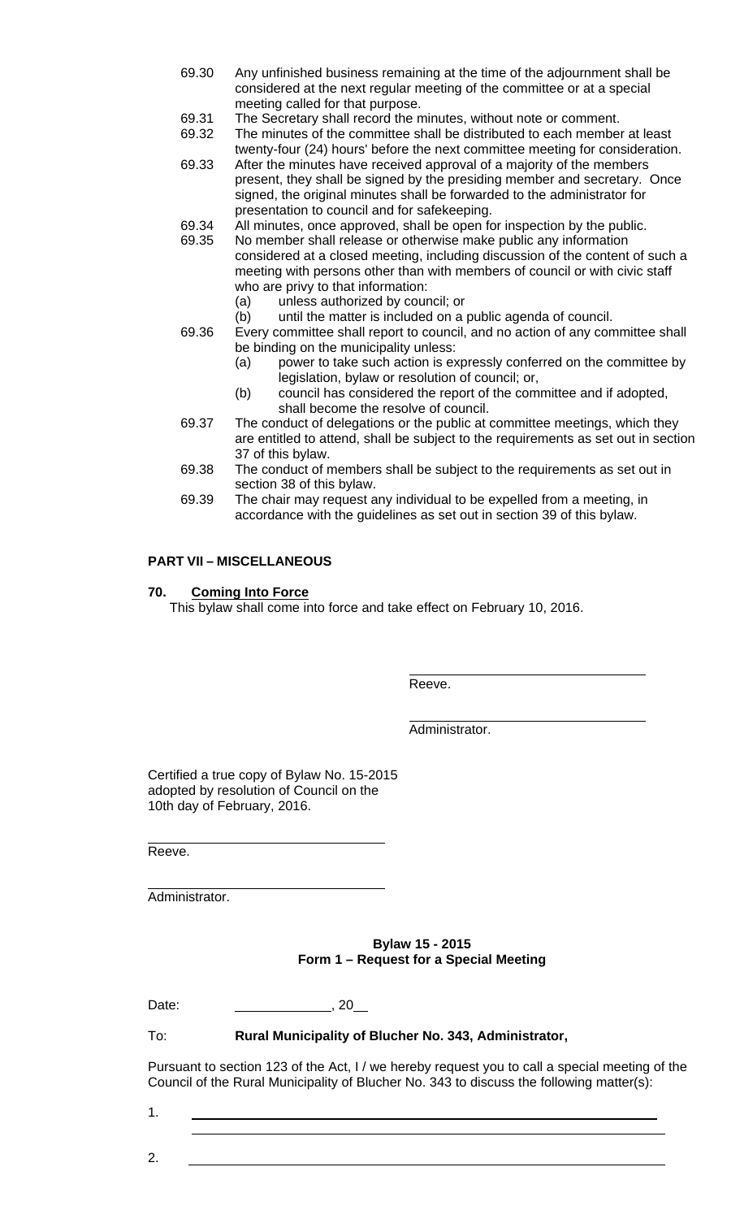69.30 Any unfinished business remaining at the time of the adjournment shall be considered at the next regular meeting of the committee or at a special meeting called for that purpose.

69.31 The Secretary shall record the minutes, without note or comment.

69.32 The minutes of the committee shall be distributed to each member at least twenty-four (24) hours' before the next committee meeting for consideration.

69.33 After the minutes have received approval of a majority of the members present, they shall be signed by the presiding member and secretary. Once signed, the original minutes shall be forwarded to the administrator for presentation to council and for safekeeping.

69.34 All minutes, once approved, shall be open for inspection by the public.

69.35 No member shall release or otherwise make public any information considered at a closed meeting, including discussion of the content of such a meeting with persons other than with members of council or with civic staff who are privy to that information:

- (a) unless authorized by council; or
- (b) until the matter is included on a public agenda of council.

69.36 Every committee shall report to council, and no action of any committee shall be binding on the municipality unless:

- (a) power to take such action is expressly conferred on the committee by legislation, bylaw or resolution of council; or,
- (b) council has considered the report of the committee and if adopted, shall become the resolve of council.

69.37 The conduct of delegations or the public at committee meetings, which they are entitled to attend, shall be subject to the requirements as set out in section 37 of this bylaw.

69.38 The conduct of members shall be subject to the requirements as set out in section 38 of this bylaw.

69.39 The chair may request any individual to be expelled from a meeting, in accordance with the guidelines as set out in section 39 of this bylaw.

**PART VII – MISCELLANEOUS**

**70. Coming Into Force**

This bylaw shall come into force and take effect on February 10, 2016.

______________________________
Reeve.

______________________________
Administrator.

Certified a true copy of Bylaw No. 15-2015 adopted by resolution of Council on the 10th day of February, 2016.

______________________________
Reeve.

______________________________
Administrator.

**Bylaw 15 - 2015**
**Form 1 – Request for a Special Meeting**

Date: ____________, 20__

To: **Rural Municipality of Blucher No. 343, Administrator,**

Pursuant to section 123 of the Act, I / we hereby request you to call a special meeting of the Council of the Rural Municipality of Blucher No. 343 to discuss the following matter(s):

1. ______________________________________________________
   ______________________________________________________

2. ______________________________________________________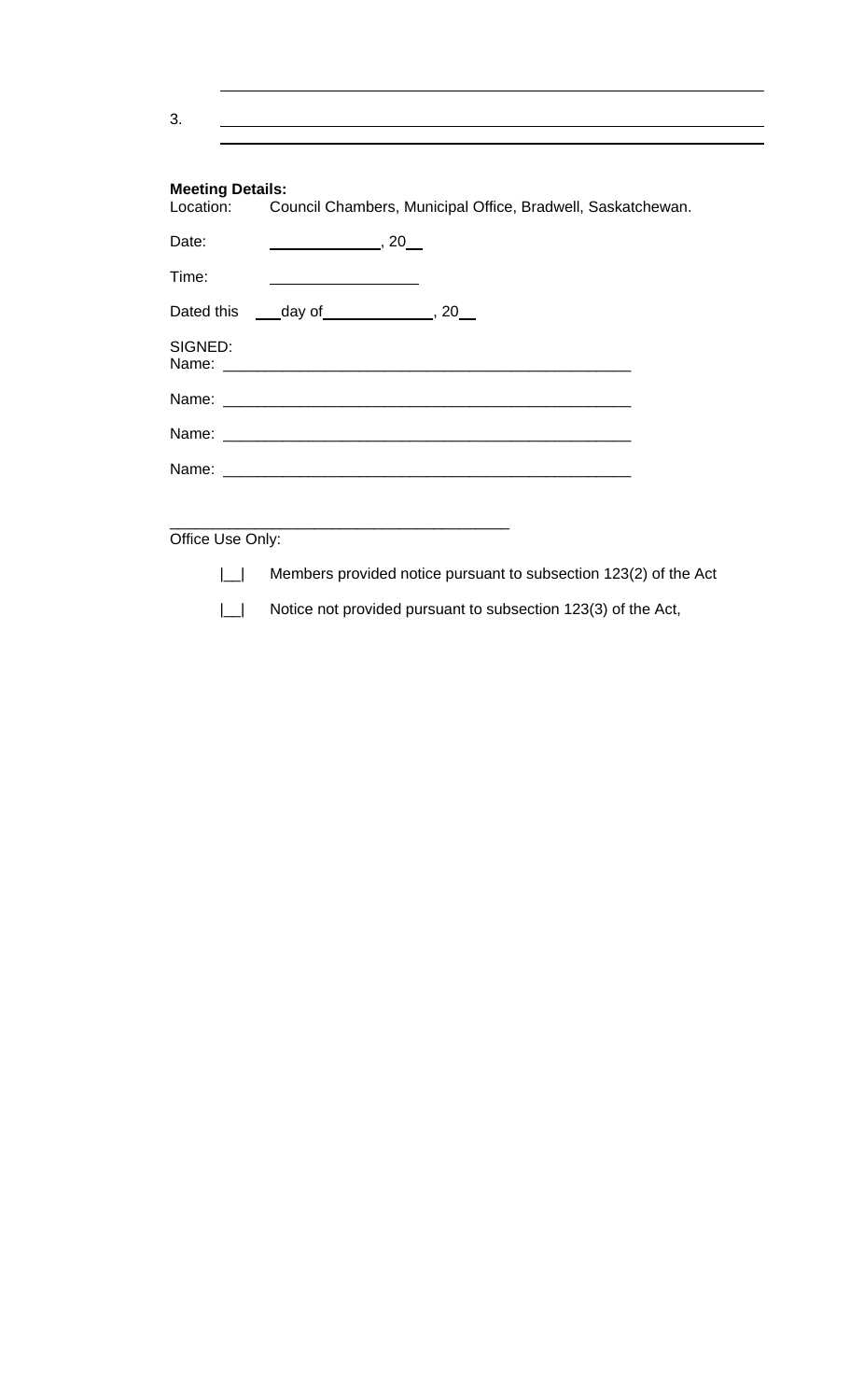3. \_\_\_\_\_\_\_\_\_\_\_\_\_\_\_\_\_\_\_\_\_\_\_\_\_\_\_\_\_\_\_\_\_\_\_\_\_\_\_\_\_\_\_\_\_\_\_\_\_\_

**Meeting Details:**

Location: Council Chambers, Municipal Office, Bradwell, Saskatchewan.

Date: \_\_\_\_\_\_\_\_\_\_\_\_\_\_, 20\_\_

Time: \_\_\_\_\_\_\_\_\_\_\_\_\_\_\_\_\_\_

Dated this \_\_\_day of\_\_\_\_\_\_\_\_\_\_\_\_\_\_, 20\_\_

SIGNED:

Name: \_\_\_\_\_\_\_\_\_\_\_\_\_\_\_\_\_\_\_\_\_\_\_\_\_\_\_\_\_\_\_\_\_\_\_\_\_\_\_\_\_\_\_\_\_\_\_\_

Name: \_\_\_\_\_\_\_\_\_\_\_\_\_\_\_\_\_\_\_\_\_\_\_\_\_\_\_\_\_\_\_\_\_\_\_\_\_\_\_\_\_\_\_\_\_\_\_\_

Name: \_\_\_\_\_\_\_\_\_\_\_\_\_\_\_\_\_\_\_\_\_\_\_\_\_\_\_\_\_\_\_\_\_\_\_\_\_\_\_\_\_\_\_\_\_\_\_\_

Name: \_\_\_\_\_\_\_\_\_\_\_\_\_\_\_\_\_\_\_\_\_\_\_\_\_\_\_\_\_\_\_\_\_\_\_\_\_\_\_\_\_\_\_\_\_\_\_\_

\_\_\_\_\_\_\_\_\_\_\_\_\_\_\_\_\_\_\_\_\_\_\_\_\_\_\_\_\_\_\_\_\_\_\_\_\_\_\_\_\_\_

Office Use Only:

|\_\_| Members provided notice pursuant to subsection 123(2) of the Act

|\_\_| Notice not provided pursuant to subsection 123(3) of the Act,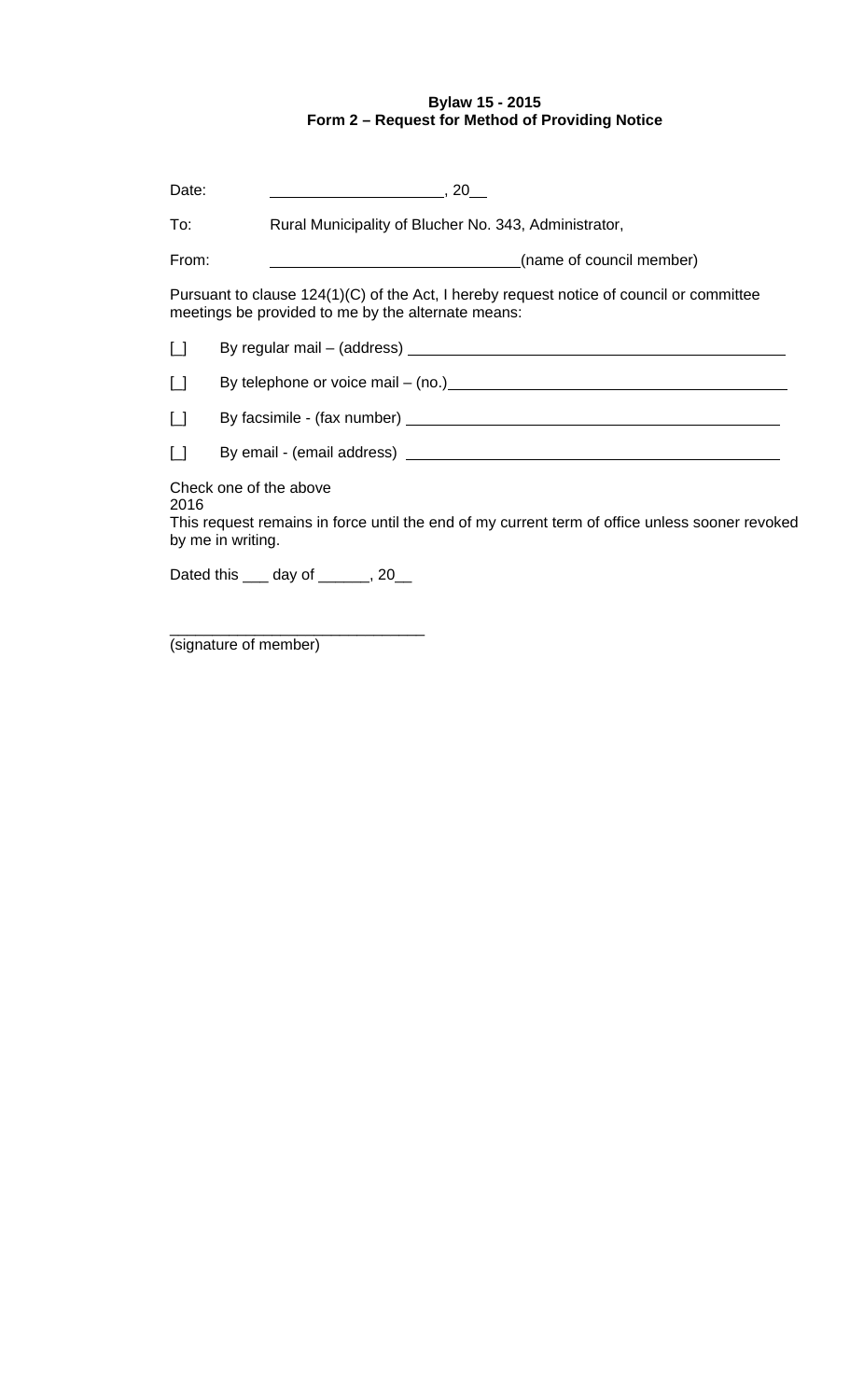**Bylaw 15 - 2015**
**Form 2 – Request for Method of Providing Notice**

Date: ____________________, 20__

To: Rural Municipality of Blucher No. 343, Administrator,

From: ____________________________(name of council member)

Pursuant to clause 124(1)(C) of the Act, I hereby request notice of council or committee meetings be provided to me by the alternate means:

[ ] By regular mail – (address) ____________________________________________

[ ] By telephone or voice mail – (no.) ________________________________________

[ ] By facsimile - (fax number) ____________________________________________

[ ] By email - (email address) ____________________________________________

Check one of the above
2016
This request remains in force until the end of my current term of office unless sooner revoked by me in writing.

Dated this ___ day of ______, 20__

______________________________
(signature of member)